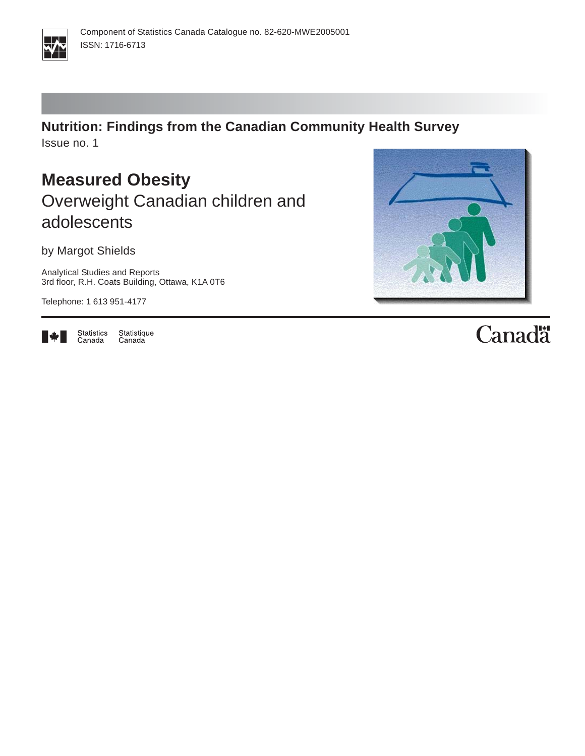Component of Statistics Canada Catalogue no. 82-620-MWE2005001
ISSN: 1716-6713

**Nutrition: Findings from the Canadian Community Health Survey**
Issue no. 1

# Measured Obesity

## Overweight Canadian children and adolescents

by Margot Shields

Analytical Studies and Reports
3rd floor, R.H. Coats Building, Ottawa, K1A 0T6

Telephone: 1 613 951-4177

Statistics Canada Statistique Canada

Canada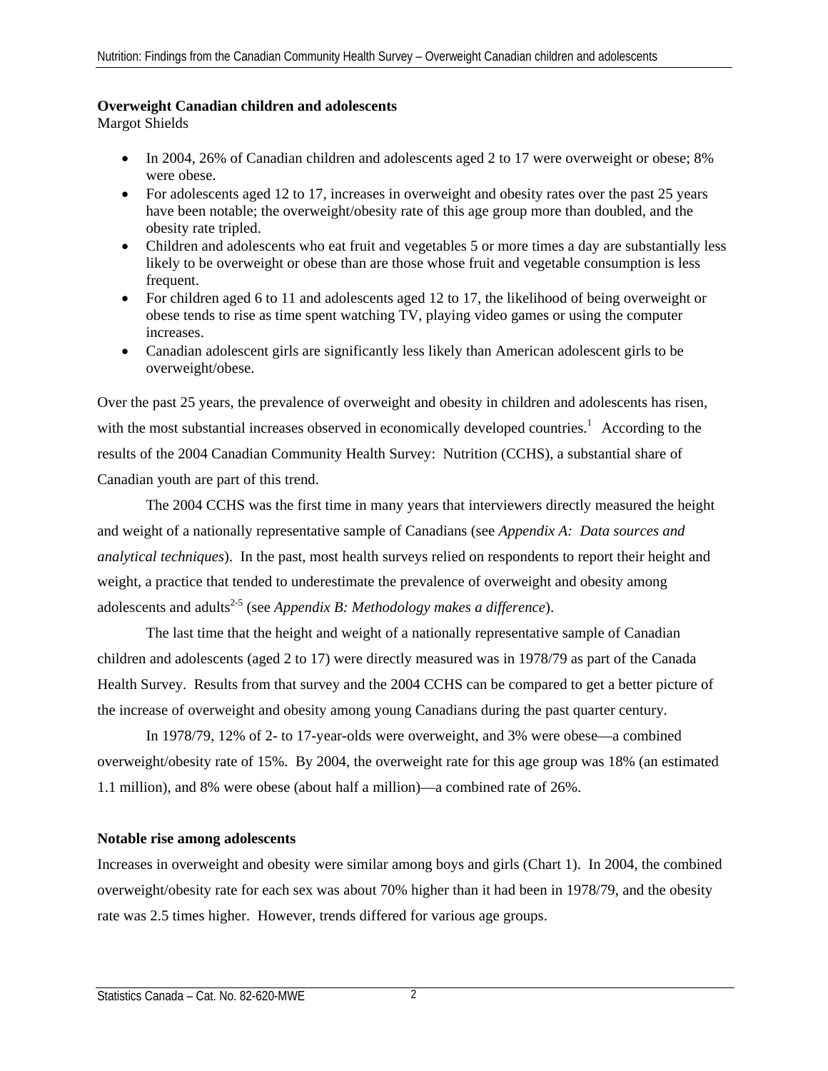**Overweight Canadian children and adolescents**

Margot Shields

- In 2004, 26% of Canadian children and adolescents aged 2 to 17 were overweight or obese; 8% were obese.
- For adolescents aged 12 to 17, increases in overweight and obesity rates over the past 25 years have been notable; the overweight/obesity rate of this age group more than doubled, and the obesity rate tripled.
- Children and adolescents who eat fruit and vegetables 5 or more times a day are substantially less likely to be overweight or obese than are those whose fruit and vegetable consumption is less frequent.
- For children aged 6 to 11 and adolescents aged 12 to 17, the likelihood of being overweight or obese tends to rise as time spent watching TV, playing video games or using the computer increases.
- Canadian adolescent girls are significantly less likely than American adolescent girls to be overweight/obese.

Over the past 25 years, the prevalence of overweight and obesity in children and adolescents has risen, with the most substantial increases observed in economically developed countries.[1] According to the results of the 2004 Canadian Community Health Survey: Nutrition (CCHS), a substantial share of Canadian youth are part of this trend.

The 2004 CCHS was the first time in many years that interviewers directly measured the height and weight of a nationally representative sample of Canadians (see *Appendix A: Data sources and analytical techniques*). In the past, most health surveys relied on respondents to report their height and weight, a practice that tended to underestimate the prevalence of overweight and obesity among adolescents and adults[2-5] (see *Appendix B: Methodology makes a difference*).

The last time that the height and weight of a nationally representative sample of Canadian children and adolescents (aged 2 to 17) were directly measured was in 1978/79 as part of the Canada Health Survey. Results from that survey and the 2004 CCHS can be compared to get a better picture of the increase of overweight and obesity among young Canadians during the past quarter century.

In 1978/79, 12% of 2- to 17-year-olds were overweight, and 3% were obese—a combined overweight/obesity rate of 15%. By 2004, the overweight rate for this age group was 18% (an estimated 1.1 million), and 8% were obese (about half a million)—a combined rate of 26%.

**Notable rise among adolescents**

Increases in overweight and obesity were similar among boys and girls (Chart 1). In 2004, the combined overweight/obesity rate for each sex was about 70% higher than it had been in 1978/79, and the obesity rate was 2.5 times higher. However, trends differed for various age groups.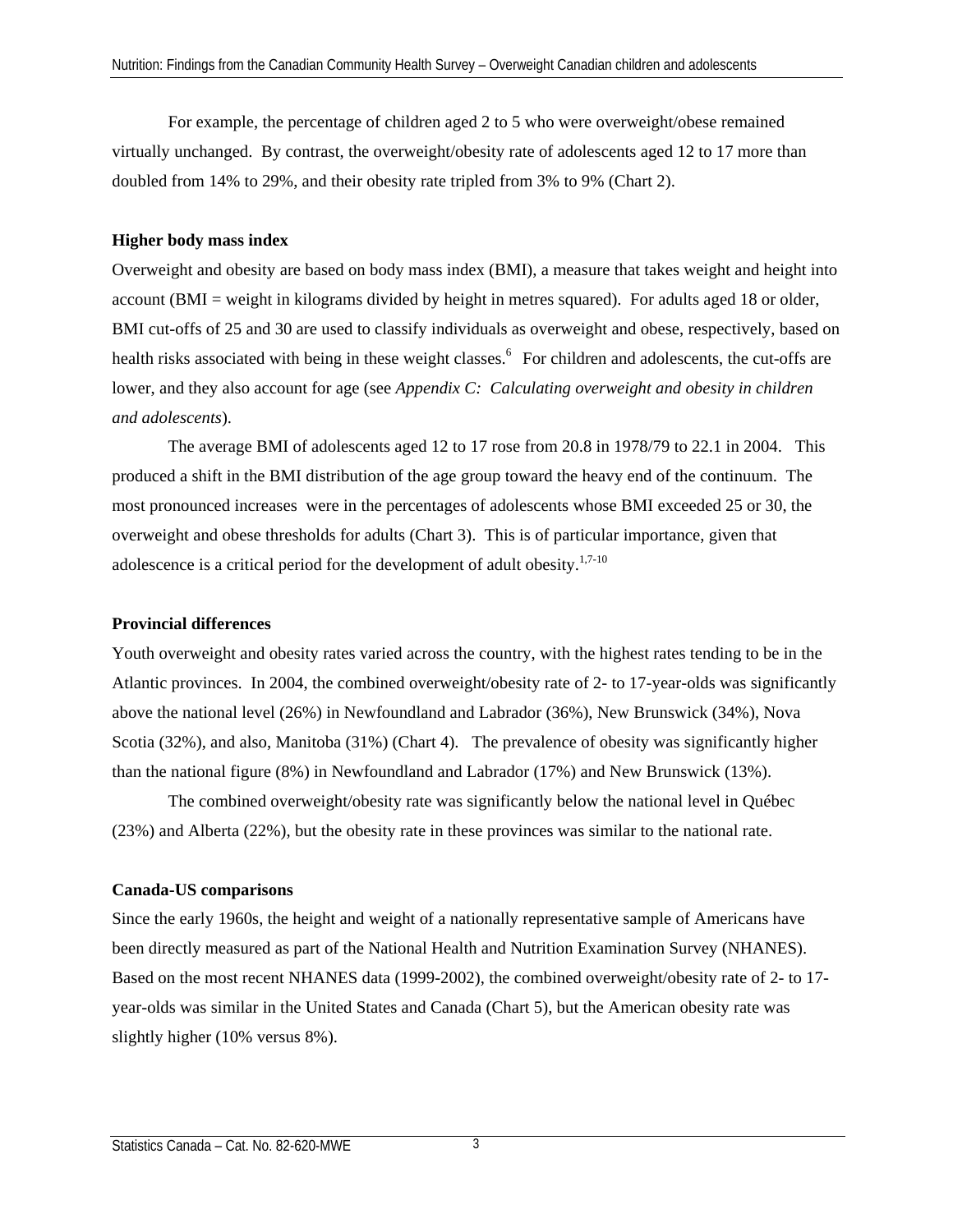For example, the percentage of children aged 2 to 5 who were overweight/obese remained virtually unchanged. By contrast, the overweight/obesity rate of adolescents aged 12 to 17 more than doubled from 14% to 29%, and their obesity rate tripled from 3% to 9% (Chart 2).

**Higher body mass index**

Overweight and obesity are based on body mass index (BMI), a measure that takes weight and height into account (BMI = weight in kilograms divided by height in metres squared). For adults aged 18 or older, BMI cut-offs of 25 and 30 are used to classify individuals as overweight and obese, respectively, based on health risks associated with being in these weight classes.[6] For children and adolescents, the cut-offs are lower, and they also account for age (see *Appendix C: Calculating overweight and obesity in children and adolescents*).

The average BMI of adolescents aged 12 to 17 rose from 20.8 in 1978/79 to 22.1 in 2004. This produced a shift in the BMI distribution of the age group toward the heavy end of the continuum. The most pronounced increases were in the percentages of adolescents whose BMI exceeded 25 or 30, the overweight and obese thresholds for adults (Chart 3). This is of particular importance, given that adolescence is a critical period for the development of adult obesity.[1,7-10]

**Provincial differences**

Youth overweight and obesity rates varied across the country, with the highest rates tending to be in the Atlantic provinces. In 2004, the combined overweight/obesity rate of 2- to 17-year-olds was significantly above the national level (26%) in Newfoundland and Labrador (36%), New Brunswick (34%), Nova Scotia (32%), and also, Manitoba (31%) (Chart 4). The prevalence of obesity was significantly higher than the national figure (8%) in Newfoundland and Labrador (17%) and New Brunswick (13%).

The combined overweight/obesity rate was significantly below the national level in Québec (23%) and Alberta (22%), but the obesity rate in these provinces was similar to the national rate.

**Canada-US comparisons**

Since the early 1960s, the height and weight of a nationally representative sample of Americans have been directly measured as part of the National Health and Nutrition Examination Survey (NHANES). Based on the most recent NHANES data (1999-2002), the combined overweight/obesity rate of 2- to 17-year-olds was similar in the United States and Canada (Chart 5), but the American obesity rate was slightly higher (10% versus 8%).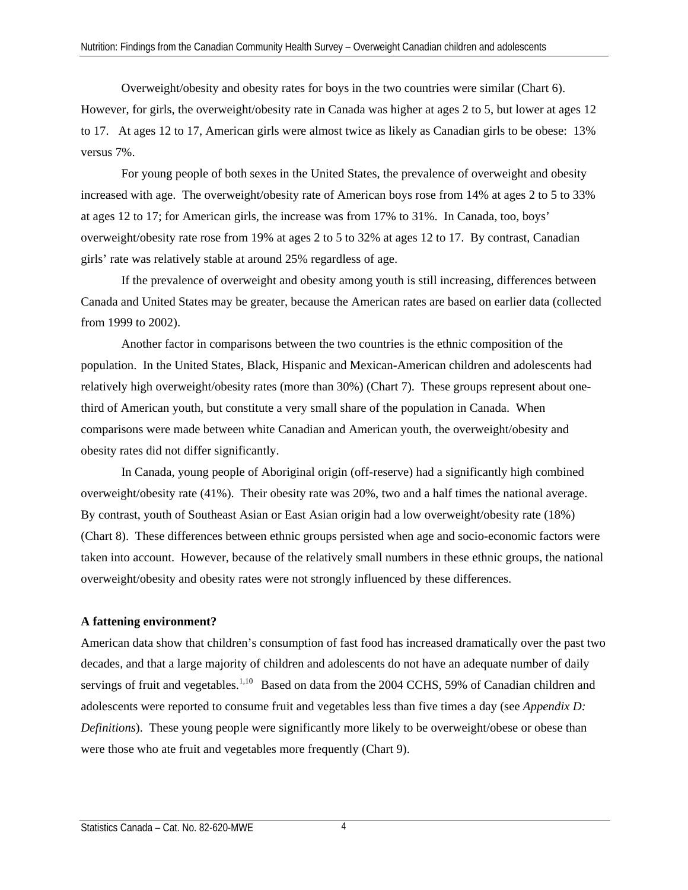Overweight/obesity and obesity rates for boys in the two countries were similar (Chart 6). However, for girls, the overweight/obesity rate in Canada was higher at ages 2 to 5, but lower at ages 12 to 17. At ages 12 to 17, American girls were almost twice as likely as Canadian girls to be obese: 13% versus 7%.

For young people of both sexes in the United States, the prevalence of overweight and obesity increased with age. The overweight/obesity rate of American boys rose from 14% at ages 2 to 5 to 33% at ages 12 to 17; for American girls, the increase was from 17% to 31%. In Canada, too, boys' overweight/obesity rate rose from 19% at ages 2 to 5 to 32% at ages 12 to 17. By contrast, Canadian girls' rate was relatively stable at around 25% regardless of age.

If the prevalence of overweight and obesity among youth is still increasing, differences between Canada and United States may be greater, because the American rates are based on earlier data (collected from 1999 to 2002).

Another factor in comparisons between the two countries is the ethnic composition of the population. In the United States, Black, Hispanic and Mexican-American children and adolescents had relatively high overweight/obesity rates (more than 30%) (Chart 7). These groups represent about one-third of American youth, but constitute a very small share of the population in Canada. When comparisons were made between white Canadian and American youth, the overweight/obesity and obesity rates did not differ significantly.

In Canada, young people of Aboriginal origin (off-reserve) had a significantly high combined overweight/obesity rate (41%). Their obesity rate was 20%, two and a half times the national average. By contrast, youth of Southeast Asian or East Asian origin had a low overweight/obesity rate (18%) (Chart 8). These differences between ethnic groups persisted when age and socio-economic factors were taken into account. However, because of the relatively small numbers in these ethnic groups, the national overweight/obesity and obesity rates were not strongly influenced by these differences.

**A fattening environment?**

American data show that children's consumption of fast food has increased dramatically over the past two decades, and that a large majority of children and adolescents do not have an adequate number of daily servings of fruit and vegetables.[1,10] Based on data from the 2004 CCHS, 59% of Canadian children and adolescents were reported to consume fruit and vegetables less than five times a day (see *Appendix D: Definitions*). These young people were significantly more likely to be overweight/obese or obese than were those who ate fruit and vegetables more frequently (Chart 9).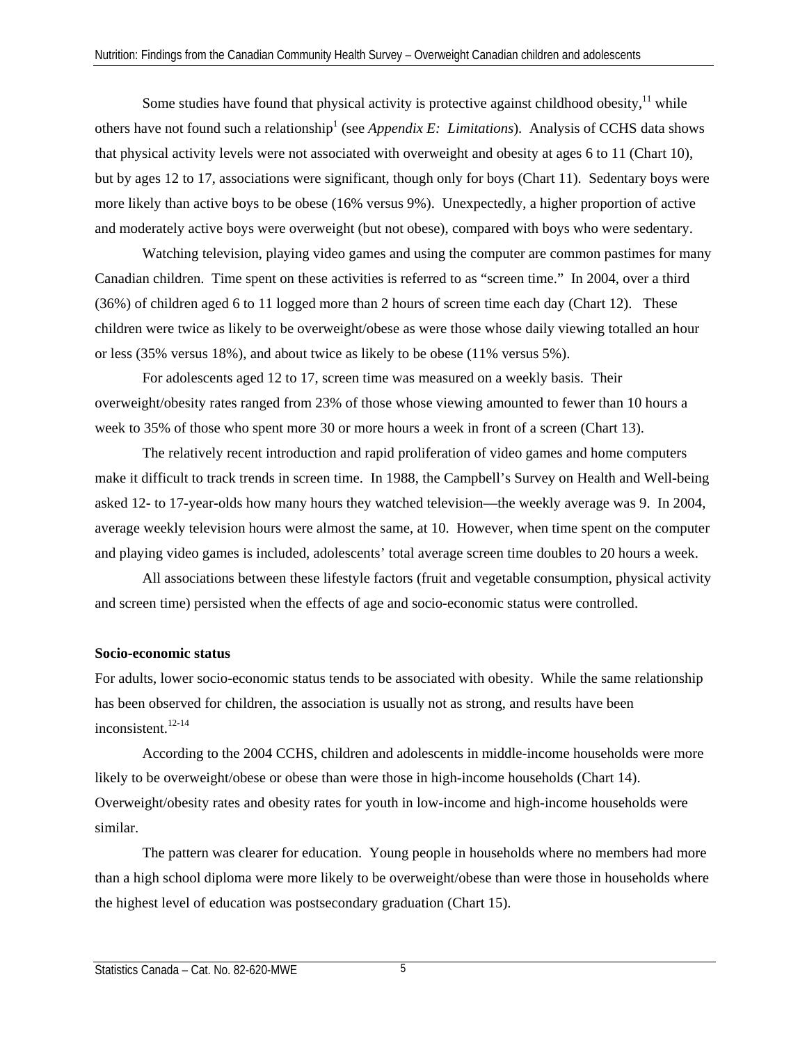Some studies have found that physical activity is protective against childhood obesity,[11] while others have not found such a relationship[1] (see *Appendix E: Limitations*). Analysis of CCHS data shows that physical activity levels were not associated with overweight and obesity at ages 6 to 11 (Chart 10), but by ages 12 to 17, associations were significant, though only for boys (Chart 11). Sedentary boys were more likely than active boys to be obese (16% versus 9%). Unexpectedly, a higher proportion of active and moderately active boys were overweight (but not obese), compared with boys who were sedentary.

Watching television, playing video games and using the computer are common pastimes for many Canadian children. Time spent on these activities is referred to as "screen time." In 2004, over a third (36%) of children aged 6 to 11 logged more than 2 hours of screen time each day (Chart 12). These children were twice as likely to be overweight/obese as were those whose daily viewing totalled an hour or less (35% versus 18%), and about twice as likely to be obese (11% versus 5%).

For adolescents aged 12 to 17, screen time was measured on a weekly basis. Their overweight/obesity rates ranged from 23% of those whose viewing amounted to fewer than 10 hours a week to 35% of those who spent more 30 or more hours a week in front of a screen (Chart 13).

The relatively recent introduction and rapid proliferation of video games and home computers make it difficult to track trends in screen time. In 1988, the Campbell's Survey on Health and Well-being asked 12- to 17-year-olds how many hours they watched television—the weekly average was 9. In 2004, average weekly television hours were almost the same, at 10. However, when time spent on the computer and playing video games is included, adolescents' total average screen time doubles to 20 hours a week.

All associations between these lifestyle factors (fruit and vegetable consumption, physical activity and screen time) persisted when the effects of age and socio-economic status were controlled.

**Socio-economic status**

For adults, lower socio-economic status tends to be associated with obesity. While the same relationship has been observed for children, the association is usually not as strong, and results have been inconsistent.[12-14]

According to the 2004 CCHS, children and adolescents in middle-income households were more likely to be overweight/obese or obese than were those in high-income households (Chart 14). Overweight/obesity rates and obesity rates for youth in low-income and high-income households were similar.

The pattern was clearer for education. Young people in households where no members had more than a high school diploma were more likely to be overweight/obese than were those in households where the highest level of education was postsecondary graduation (Chart 15).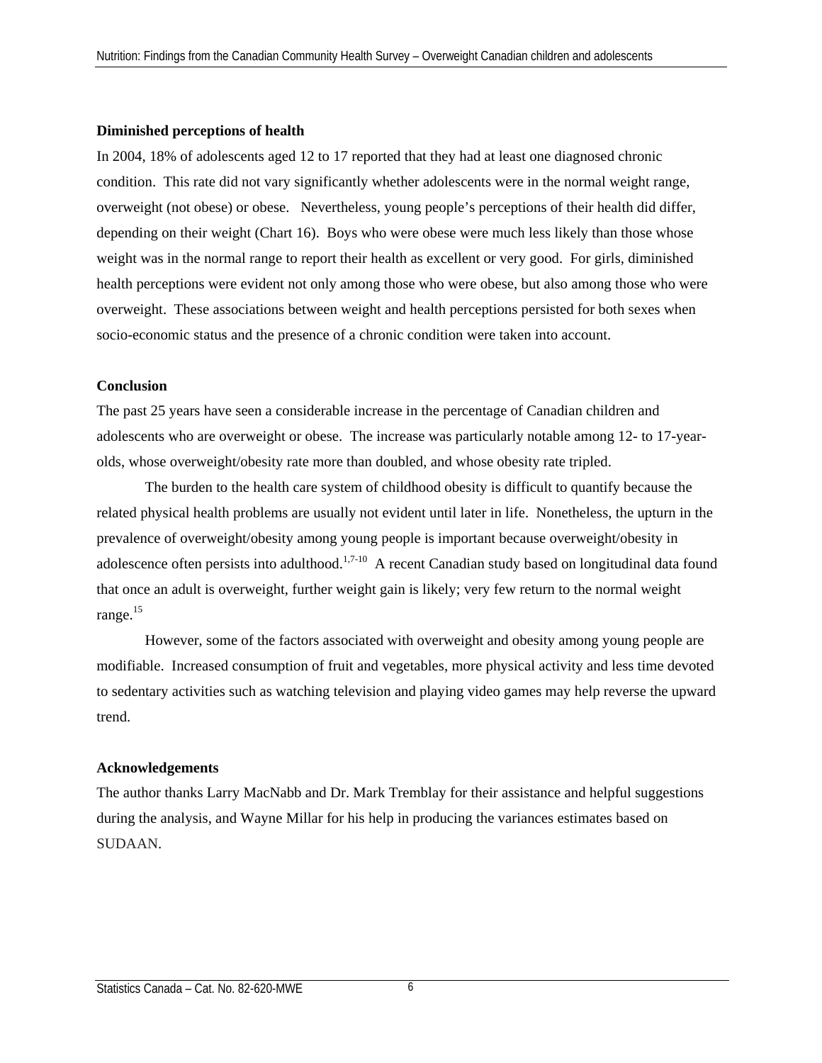**Diminished perceptions of health**

In 2004, 18% of adolescents aged 12 to 17 reported that they had at least one diagnosed chronic condition. This rate did not vary significantly whether adolescents were in the normal weight range, overweight (not obese) or obese. Nevertheless, young people's perceptions of their health did differ, depending on their weight (Chart 16). Boys who were obese were much less likely than those whose weight was in the normal range to report their health as excellent or very good. For girls, diminished health perceptions were evident not only among those who were obese, but also among those who were overweight. These associations between weight and health perceptions persisted for both sexes when socio-economic status and the presence of a chronic condition were taken into account.

**Conclusion**

The past 25 years have seen a considerable increase in the percentage of Canadian children and adolescents who are overweight or obese. The increase was particularly notable among 12- to 17-year-olds, whose overweight/obesity rate more than doubled, and whose obesity rate tripled.

The burden to the health care system of childhood obesity is difficult to quantify because the related physical health problems are usually not evident until later in life. Nonetheless, the upturn in the prevalence of overweight/obesity among young people is important because overweight/obesity in adolescence often persists into adulthood.[1,7-10] A recent Canadian study based on longitudinal data found that once an adult is overweight, further weight gain is likely; very few return to the normal weight range.[15]

However, some of the factors associated with overweight and obesity among young people are modifiable. Increased consumption of fruit and vegetables, more physical activity and less time devoted to sedentary activities such as watching television and playing video games may help reverse the upward trend.

**Acknowledgements**

The author thanks Larry MacNabb and Dr. Mark Tremblay for their assistance and helpful suggestions during the analysis, and Wayne Millar for his help in producing the variances estimates based on SUDAAN.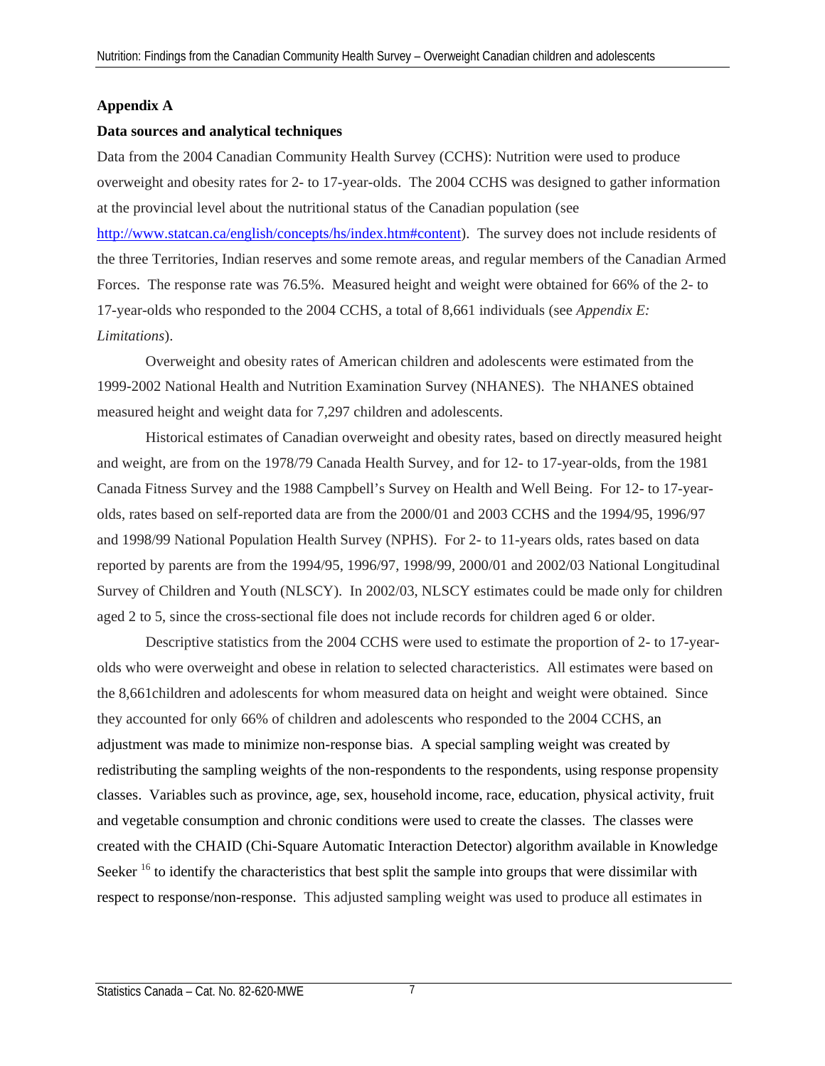## Appendix A

### Data sources and analytical techniques

Data from the 2004 Canadian Community Health Survey (CCHS): Nutrition were used to produce overweight and obesity rates for 2- to 17-year-olds. The 2004 CCHS was designed to gather information at the provincial level about the nutritional status of the Canadian population (see http://www.statcan.ca/english/concepts/hs/index.htm#content). The survey does not include residents of the three Territories, Indian reserves and some remote areas, and regular members of the Canadian Armed Forces. The response rate was 76.5%. Measured height and weight were obtained for 66% of the 2- to 17-year-olds who responded to the 2004 CCHS, a total of 8,661 individuals (see *Appendix E: Limitations*).

Overweight and obesity rates of American children and adolescents were estimated from the 1999-2002 National Health and Nutrition Examination Survey (NHANES). The NHANES obtained measured height and weight data for 7,297 children and adolescents.

Historical estimates of Canadian overweight and obesity rates, based on directly measured height and weight, are from on the 1978/79 Canada Health Survey, and for 12- to 17-year-olds, from the 1981 Canada Fitness Survey and the 1988 Campbell's Survey on Health and Well Being. For 12- to 17-year-olds, rates based on self-reported data are from the 2000/01 and 2003 CCHS and the 1994/95, 1996/97 and 1998/99 National Population Health Survey (NPHS). For 2- to 11-years olds, rates based on data reported by parents are from the 1994/95, 1996/97, 1998/99, 2000/01 and 2002/03 National Longitudinal Survey of Children and Youth (NLSCY). In 2002/03, NLSCY estimates could be made only for children aged 2 to 5, since the cross-sectional file does not include records for children aged 6 or older.

Descriptive statistics from the 2004 CCHS were used to estimate the proportion of 2- to 17-year-olds who were overweight and obese in relation to selected characteristics. All estimates were based on the 8,661children and adolescents for whom measured data on height and weight were obtained. Since they accounted for only 66% of children and adolescents who responded to the 2004 CCHS, an adjustment was made to minimize non-response bias. A special sampling weight was created by redistributing the sampling weights of the non-respondents to the respondents, using response propensity classes. Variables such as province, age, sex, household income, race, education, physical activity, fruit and vegetable consumption and chronic conditions were used to create the classes. The classes were created with the CHAID (Chi-Square Automatic Interaction Detector) algorithm available in Knowledge Seeker [16] to identify the characteristics that best split the sample into groups that were dissimilar with respect to response/non-response. This adjusted sampling weight was used to produce all estimates in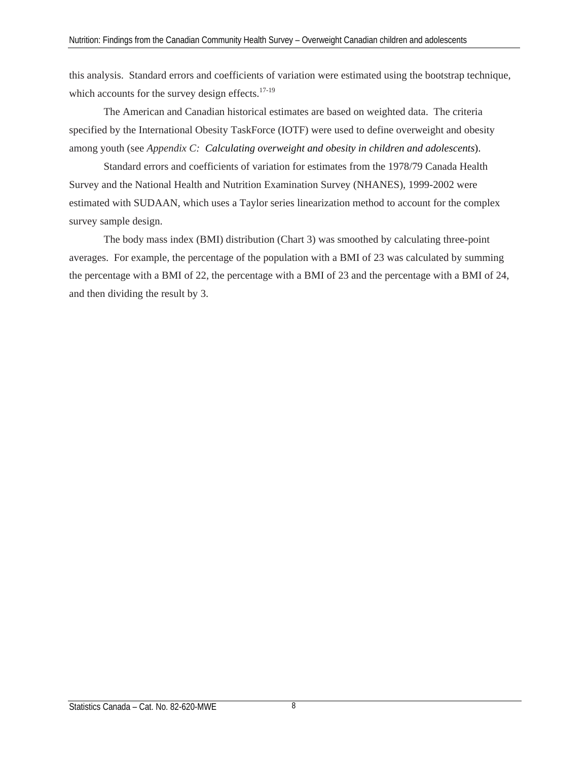this analysis. Standard errors and coefficients of variation were estimated using the bootstrap technique, which accounts for the survey design effects.[17-19]

The American and Canadian historical estimates are based on weighted data. The criteria specified by the International Obesity TaskForce (IOTF) were used to define overweight and obesity among youth (see *Appendix C: Calculating overweight and obesity in children and adolescents*).

Standard errors and coefficients of variation for estimates from the 1978/79 Canada Health Survey and the National Health and Nutrition Examination Survey (NHANES), 1999-2002 were estimated with SUDAAN, which uses a Taylor series linearization method to account for the complex survey sample design.

The body mass index (BMI) distribution (Chart 3) was smoothed by calculating three-point averages. For example, the percentage of the population with a BMI of 23 was calculated by summing the percentage with a BMI of 22, the percentage with a BMI of 23 and the percentage with a BMI of 24, and then dividing the result by 3.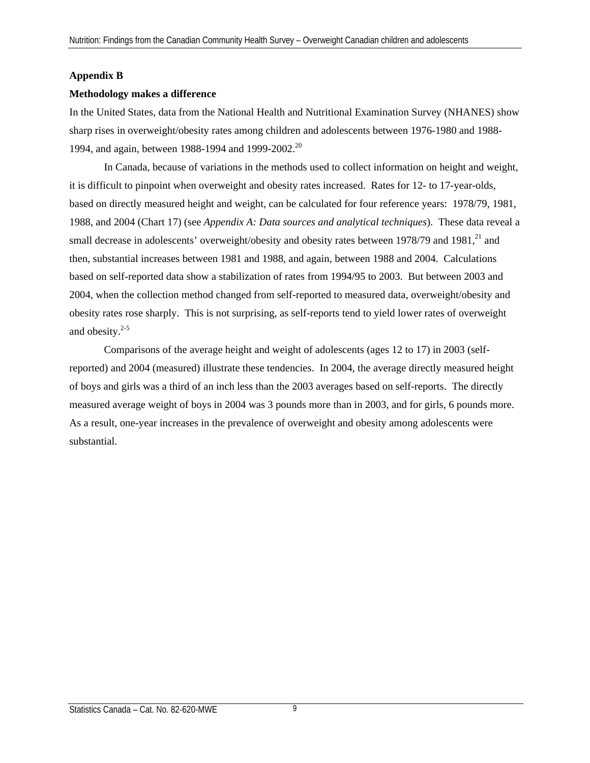## Appendix B

### Methodology makes a difference

In the United States, data from the National Health and Nutritional Examination Survey (NHANES) show sharp rises in overweight/obesity rates among children and adolescents between 1976-1980 and 1988-1994, and again, between 1988-1994 and 1999-2002.[20]

In Canada, because of variations in the methods used to collect information on height and weight, it is difficult to pinpoint when overweight and obesity rates increased. Rates for 12- to 17-year-olds, based on directly measured height and weight, can be calculated for four reference years: 1978/79, 1981, 1988, and 2004 (Chart 17) (see *Appendix A: Data sources and analytical techniques*). These data reveal a small decrease in adolescents' overweight/obesity and obesity rates between 1978/79 and 1981,[21] and then, substantial increases between 1981 and 1988, and again, between 1988 and 2004. Calculations based on self-reported data show a stabilization of rates from 1994/95 to 2003. But between 2003 and 2004, when the collection method changed from self-reported to measured data, overweight/obesity and obesity rates rose sharply. This is not surprising, as self-reports tend to yield lower rates of overweight and obesity.[2-5]

Comparisons of the average height and weight of adolescents (ages 12 to 17) in 2003 (self-reported) and 2004 (measured) illustrate these tendencies. In 2004, the average directly measured height of boys and girls was a third of an inch less than the 2003 averages based on self-reports. The directly measured average weight of boys in 2004 was 3 pounds more than in 2003, and for girls, 6 pounds more. As a result, one-year increases in the prevalence of overweight and obesity among adolescents were substantial.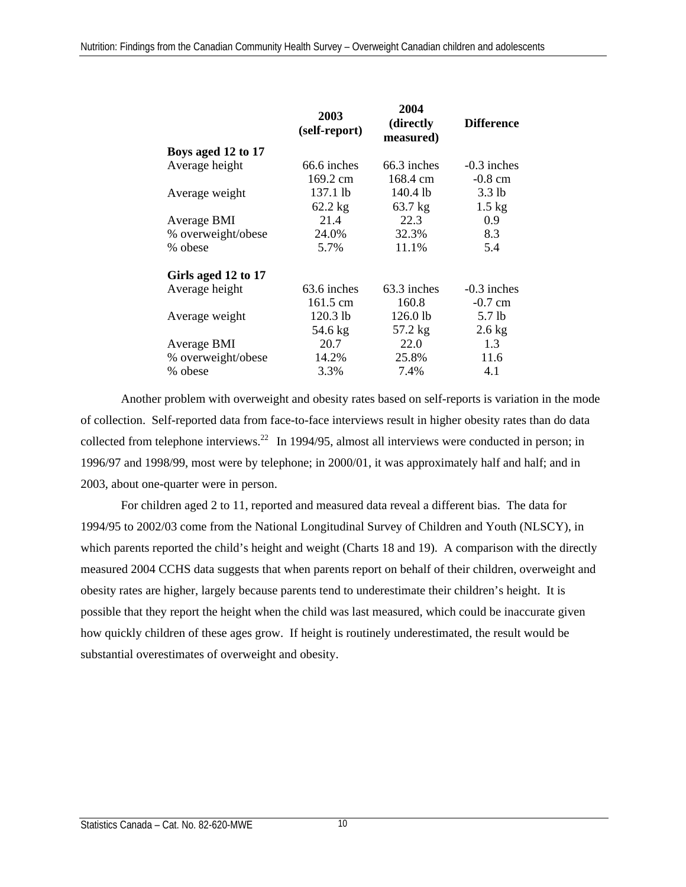| | 2003 (self-report) | 2004 (directly measured) | Difference |
|---|---|---|---|
| **Boys aged 12 to 17** | | | |
| Average height | 66.6 inches | 66.3 inches | -0.3 inches |
| | 169.2 cm | 168.4 cm | -0.8 cm |
| Average weight | 137.1 lb | 140.4 lb | 3.3 lb |
| | 62.2 kg | 63.7 kg | 1.5 kg |
| Average BMI | 21.4 | 22.3 | 0.9 |
| % overweight/obese | 24.0% | 32.3% | 8.3 |
| % obese | 5.7% | 11.1% | 5.4 |
| **Girls aged 12 to 17** | | | |
| Average height | 63.6 inches | 63.3 inches | -0.3 inches |
| | 161.5 cm | 160.8 | -0.7 cm |
| Average weight | 120.3 lb | 126.0 lb | 5.7 lb |
| | 54.6 kg | 57.2 kg | 2.6 kg |
| Average BMI | 20.7 | 22.0 | 1.3 |
| % overweight/obese | 14.2% | 25.8% | 11.6 |
| % obese | 3.3% | 7.4% | 4.1 |

Another problem with overweight and obesity rates based on self-reports is variation in the mode of collection. Self-reported data from face-to-face interviews result in higher obesity rates than do data collected from telephone interviews.[22] In 1994/95, almost all interviews were conducted in person; in 1996/97 and 1998/99, most were by telephone; in 2000/01, it was approximately half and half; and in 2003, about one-quarter were in person.

For children aged 2 to 11, reported and measured data reveal a different bias. The data for 1994/95 to 2002/03 come from the National Longitudinal Survey of Children and Youth (NLSCY), in which parents reported the child's height and weight (Charts 18 and 19). A comparison with the directly measured 2004 CCHS data suggests that when parents report on behalf of their children, overweight and obesity rates are higher, largely because parents tend to underestimate their children's height. It is possible that they report the height when the child was last measured, which could be inaccurate given how quickly children of these ages grow. If height is routinely underestimated, the result would be substantial overestimates of overweight and obesity.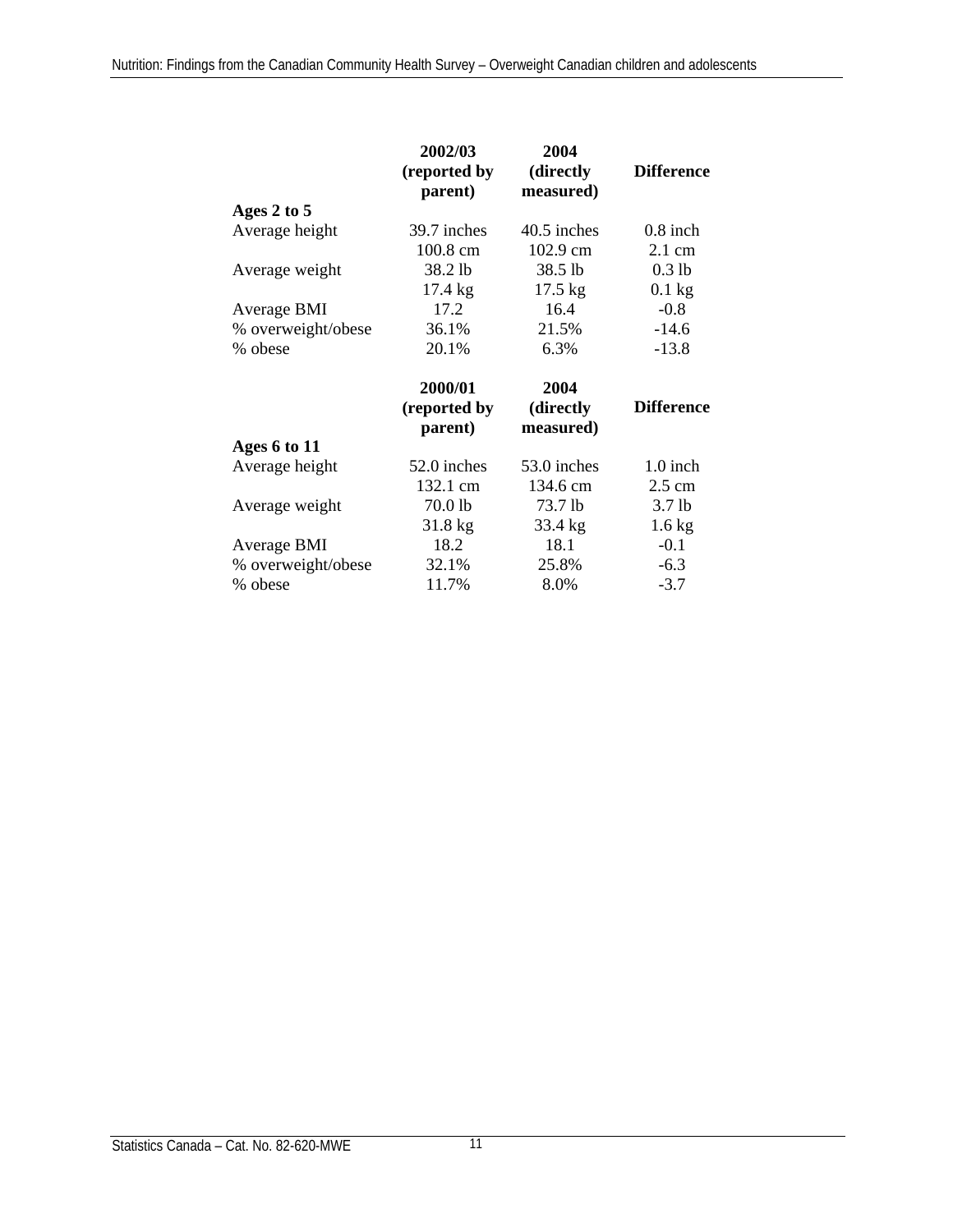| | 2002/03 (reported by parent) | 2004 (directly measured) | Difference |
|---|---|---|---|
| **Ages 2 to 5** | | | |
| Average height | 39.7 inches | 40.5 inches | 0.8 inch |
| | 100.8 cm | 102.9 cm | 2.1 cm |
| Average weight | 38.2 lb | 38.5 lb | 0.3 lb |
| | 17.4 kg | 17.5 kg | 0.1 kg |
| Average BMI | 17.2 | 16.4 | -0.8 |
| % overweight/obese | 36.1% | 21.5% | -14.6 |
| % obese | 20.1% | 6.3% | -13.8 |

| | 2000/01 (reported by parent) | 2004 (directly measured) | Difference |
|---|---|---|---|
| **Ages 6 to 11** | | | |
| Average height | 52.0 inches | 53.0 inches | 1.0 inch |
| | 132.1 cm | 134.6 cm | 2.5 cm |
| Average weight | 70.0 lb | 73.7 lb | 3.7 lb |
| | 31.8 kg | 33.4 kg | 1.6 kg |
| Average BMI | 18.2 | 18.1 | -0.1 |
| % overweight/obese | 32.1% | 25.8% | -6.3 |
| % obese | 11.7% | 8.0% | -3.7 |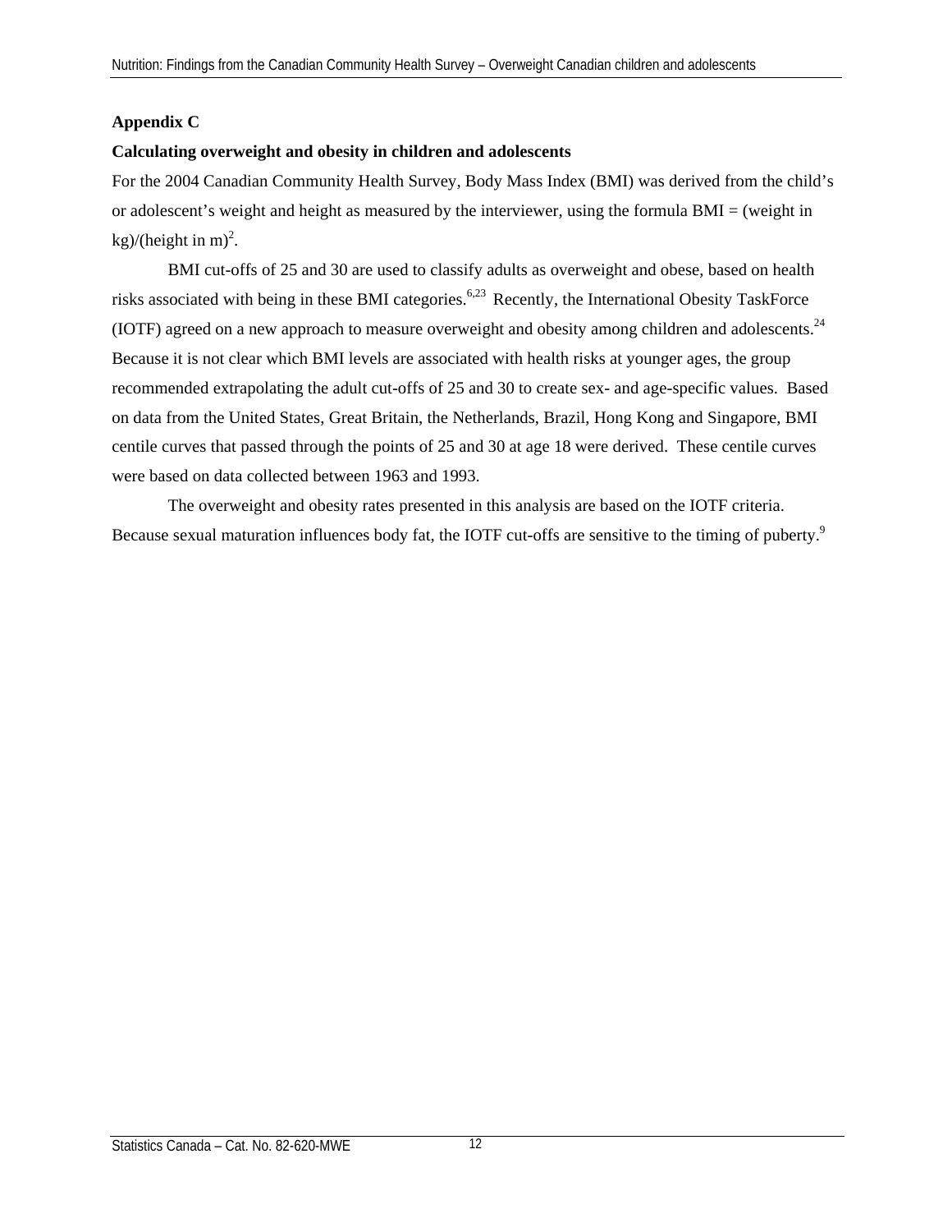## Appendix C

### Calculating overweight and obesity in children and adolescents

For the 2004 Canadian Community Health Survey, Body Mass Index (BMI) was derived from the child's or adolescent's weight and height as measured by the interviewer, using the formula BMI = (weight in kg)/(height in m)$^2$.

BMI cut-offs of 25 and 30 are used to classify adults as overweight and obese, based on health risks associated with being in these BMI categories.[6,23] Recently, the International Obesity TaskForce (IOTF) agreed on a new approach to measure overweight and obesity among children and adolescents.[24] Because it is not clear which BMI levels are associated with health risks at younger ages, the group recommended extrapolating the adult cut-offs of 25 and 30 to create sex- and age-specific values. Based on data from the United States, Great Britain, the Netherlands, Brazil, Hong Kong and Singapore, BMI centile curves that passed through the points of 25 and 30 at age 18 were derived. These centile curves were based on data collected between 1963 and 1993.

The overweight and obesity rates presented in this analysis are based on the IOTF criteria. Because sexual maturation influences body fat, the IOTF cut-offs are sensitive to the timing of puberty.[9]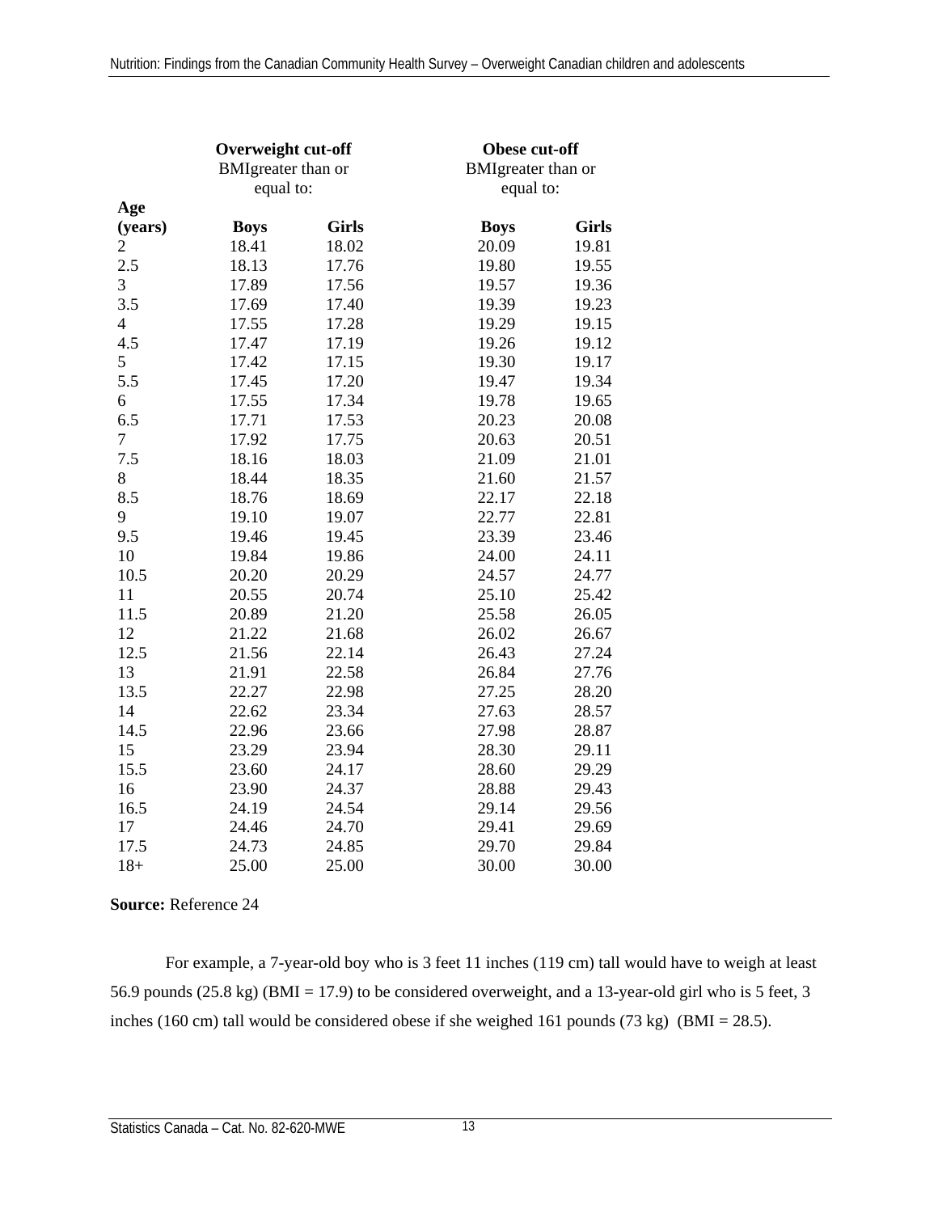| Age (years) | Overweight cut-off BMIgreater than or equal to: | | Obese cut-off BMIgreater than or equal to: | |
|---|---|---|---|---|
| | Boys | Girls | Boys | Girls |
| 2 | 18.41 | 18.02 | 20.09 | 19.81 |
| 2.5 | 18.13 | 17.76 | 19.80 | 19.55 |
| 3 | 17.89 | 17.56 | 19.57 | 19.36 |
| 3.5 | 17.69 | 17.40 | 19.39 | 19.23 |
| 4 | 17.55 | 17.28 | 19.29 | 19.15 |
| 4.5 | 17.47 | 17.19 | 19.26 | 19.12 |
| 5 | 17.42 | 17.15 | 19.30 | 19.17 |
| 5.5 | 17.45 | 17.20 | 19.47 | 19.34 |
| 6 | 17.55 | 17.34 | 19.78 | 19.65 |
| 6.5 | 17.71 | 17.53 | 20.23 | 20.08 |
| 7 | 17.92 | 17.75 | 20.63 | 20.51 |
| 7.5 | 18.16 | 18.03 | 21.09 | 21.01 |
| 8 | 18.44 | 18.35 | 21.60 | 21.57 |
| 8.5 | 18.76 | 18.69 | 22.17 | 22.18 |
| 9 | 19.10 | 19.07 | 22.77 | 22.81 |
| 9.5 | 19.46 | 19.45 | 23.39 | 23.46 |
| 10 | 19.84 | 19.86 | 24.00 | 24.11 |
| 10.5 | 20.20 | 20.29 | 24.57 | 24.77 |
| 11 | 20.55 | 20.74 | 25.10 | 25.42 |
| 11.5 | 20.89 | 21.20 | 25.58 | 26.05 |
| 12 | 21.22 | 21.68 | 26.02 | 26.67 |
| 12.5 | 21.56 | 22.14 | 26.43 | 27.24 |
| 13 | 21.91 | 22.58 | 26.84 | 27.76 |
| 13.5 | 22.27 | 22.98 | 27.25 | 28.20 |
| 14 | 22.62 | 23.34 | 27.63 | 28.57 |
| 14.5 | 22.96 | 23.66 | 27.98 | 28.87 |
| 15 | 23.29 | 23.94 | 28.30 | 29.11 |
| 15.5 | 23.60 | 24.17 | 28.60 | 29.29 |
| 16 | 23.90 | 24.37 | 28.88 | 29.43 |
| 16.5 | 24.19 | 24.54 | 29.14 | 29.56 |
| 17 | 24.46 | 24.70 | 29.41 | 29.69 |
| 17.5 | 24.73 | 24.85 | 29.70 | 29.84 |
| 18+ | 25.00 | 25.00 | 30.00 | 30.00 |

**Source:** Reference 24

For example, a 7-year-old boy who is 3 feet 11 inches (119 cm) tall would have to weigh at least 56.9 pounds (25.8 kg) (BMI = 17.9) to be considered overweight, and a 13-year-old girl who is 5 feet, 3 inches (160 cm) tall would be considered obese if she weighed 161 pounds (73 kg) (BMI = 28.5).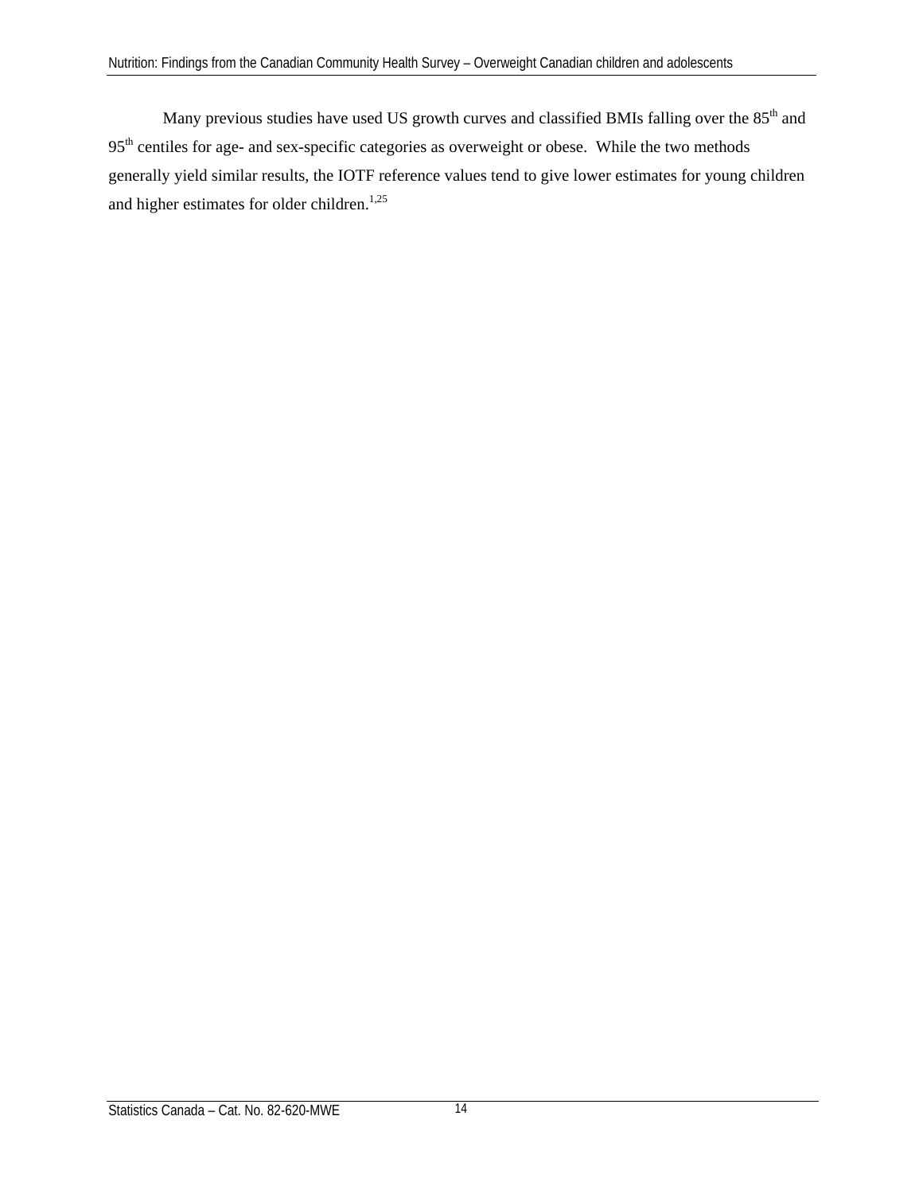Many previous studies have used US growth curves and classified BMIs falling over the 85$^{th}$ and 95$^{th}$ centiles for age- and sex-specific categories as overweight or obese. While the two methods generally yield similar results, the IOTF reference values tend to give lower estimates for young children and higher estimates for older children.[1,25]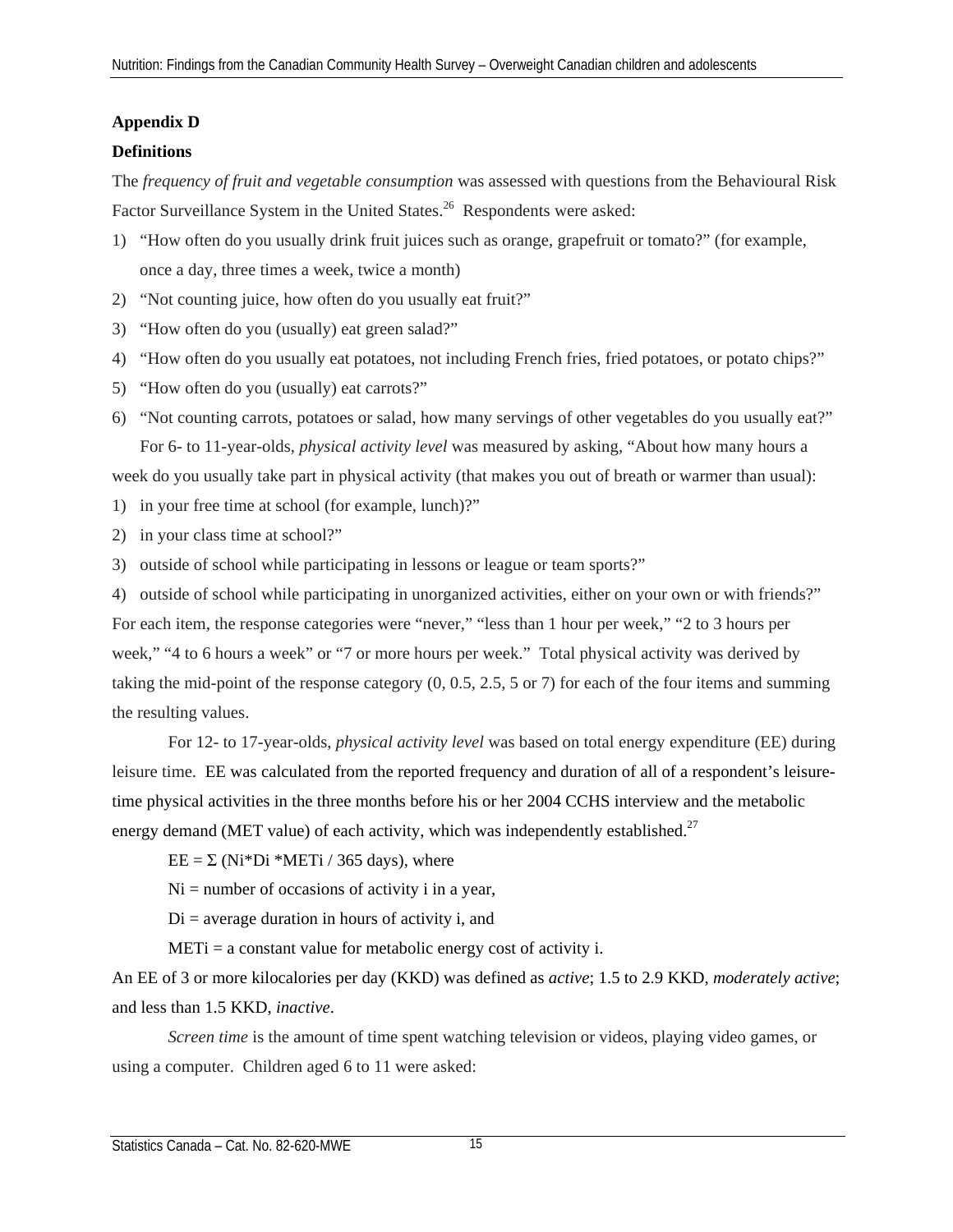## Appendix D

### Definitions

The *frequency of fruit and vegetable consumption* was assessed with questions from the Behavioural Risk Factor Surveillance System in the United States.[26] Respondents were asked:

1) "How often do you usually drink fruit juices such as orange, grapefruit or tomato?" (for example, once a day, three times a week, twice a month)
2) "Not counting juice, how often do you usually eat fruit?"
3) "How often do you (usually) eat green salad?"
4) "How often do you usually eat potatoes, not including French fries, fried potatoes, or potato chips?"
5) "How often do you (usually) eat carrots?"
6) "Not counting carrots, potatoes or salad, how many servings of other vegetables do you usually eat?"

For 6- to 11-year-olds, *physical activity level* was measured by asking, "About how many hours a week do you usually take part in physical activity (that makes you out of breath or warmer than usual):

1) in your free time at school (for example, lunch)?"
2) in your class time at school?"
3) outside of school while participating in lessons or league or team sports?"
4) outside of school while participating in unorganized activities, either on your own or with friends?"

For each item, the response categories were "never," "less than 1 hour per week," "2 to 3 hours per week," "4 to 6 hours a week" or "7 or more hours per week." Total physical activity was derived by taking the mid-point of the response category (0, 0.5, 2.5, 5 or 7) for each of the four items and summing the resulting values.

For 12- to 17-year-olds, *physical activity level* was based on total energy expenditure (EE) during leisure time. EE was calculated from the reported frequency and duration of all of a respondent's leisure-time physical activities in the three months before his or her 2004 CCHS interview and the metabolic energy demand (MET value) of each activity, which was independently established.[27]

$$EE = \Sigma (N_i * D_i * MET_i / 365 \text{ days})$$, where

$N_i$ = number of occasions of activity i in a year,

$D_i$ = average duration in hours of activity i, and

$MET_i$ = a constant value for metabolic energy cost of activity i.

An EE of 3 or more kilocalories per day (KKD) was defined as *active*; 1.5 to 2.9 KKD, *moderately active*; and less than 1.5 KKD, *inactive*.

*Screen time* is the amount of time spent watching television or videos, playing video games, or using a computer. Children aged 6 to 11 were asked: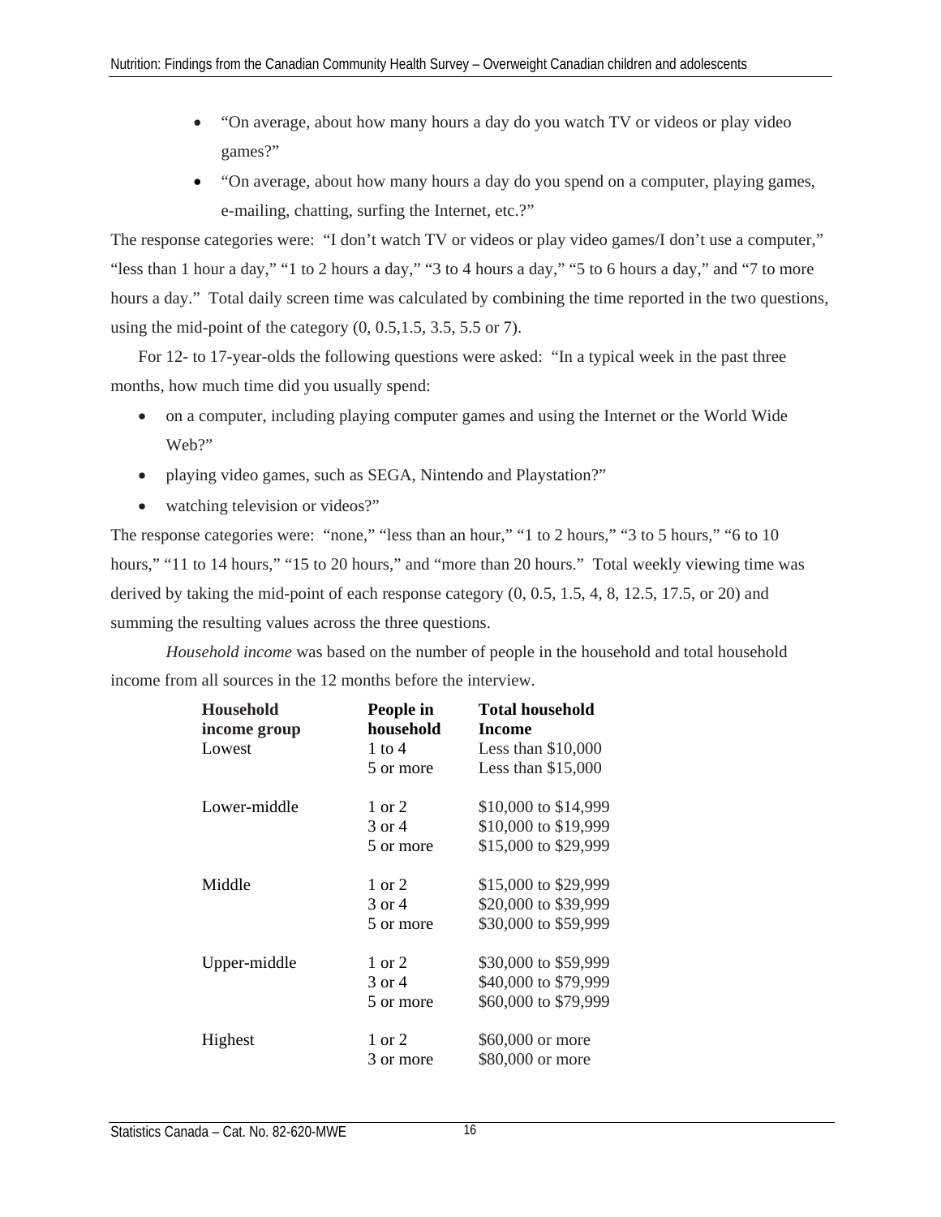- “On average, about how many hours a day do you watch TV or videos or play video games?”
- “On average, about how many hours a day do you spend on a computer, playing games, e-mailing, chatting, surfing the Internet, etc.?”

The response categories were: “I don’t watch TV or videos or play video games/I don’t use a computer,” “less than 1 hour a day,” “1 to 2 hours a day,” “3 to 4 hours a day,” “5 to 6 hours a day,” and “7 to more hours a day.” Total daily screen time was calculated by combining the time reported in the two questions, using the mid-point of the category (0, 0.5,1.5, 3.5, 5.5 or 7).

For 12- to 17-year-olds the following questions were asked: “In a typical week in the past three months, how much time did you usually spend:

- on a computer, including playing computer games and using the Internet or the World Wide Web?”
- playing video games, such as SEGA, Nintendo and Playstation?”
- watching television or videos?”

The response categories were: “none,” “less than an hour,” “1 to 2 hours,” “3 to 5 hours,” “6 to 10 hours,” “11 to 14 hours,” “15 to 20 hours,” and “more than 20 hours.” Total weekly viewing time was derived by taking the mid-point of each response category (0, 0.5, 1.5, 4, 8, 12.5, 17.5, or 20) and summing the resulting values across the three questions.

*Household income* was based on the number of people in the household and total household income from all sources in the 12 months before the interview.

| Household income group | People in household | Total household Income |
|---|---|---|
| Lowest | 1 to 4 | Less than $10,000 |
| | 5 or more | Less than $15,000 |
| Lower-middle | 1 or 2 | $10,000 to $14,999 |
| | 3 or 4 | $10,000 to $19,999 |
| | 5 or more | $15,000 to $29,999 |
| Middle | 1 or 2 | $15,000 to $29,999 |
| | 3 or 4 | $20,000 to $39,999 |
| | 5 or more | $30,000 to $59,999 |
| Upper-middle | 1 or 2 | $30,000 to $59,999 |
| | 3 or 4 | $40,000 to $79,999 |
| | 5 or more | $60,000 to $79,999 |
| Highest | 1 or 2 | $60,000 or more |
| | 3 or more | $80,000 or more |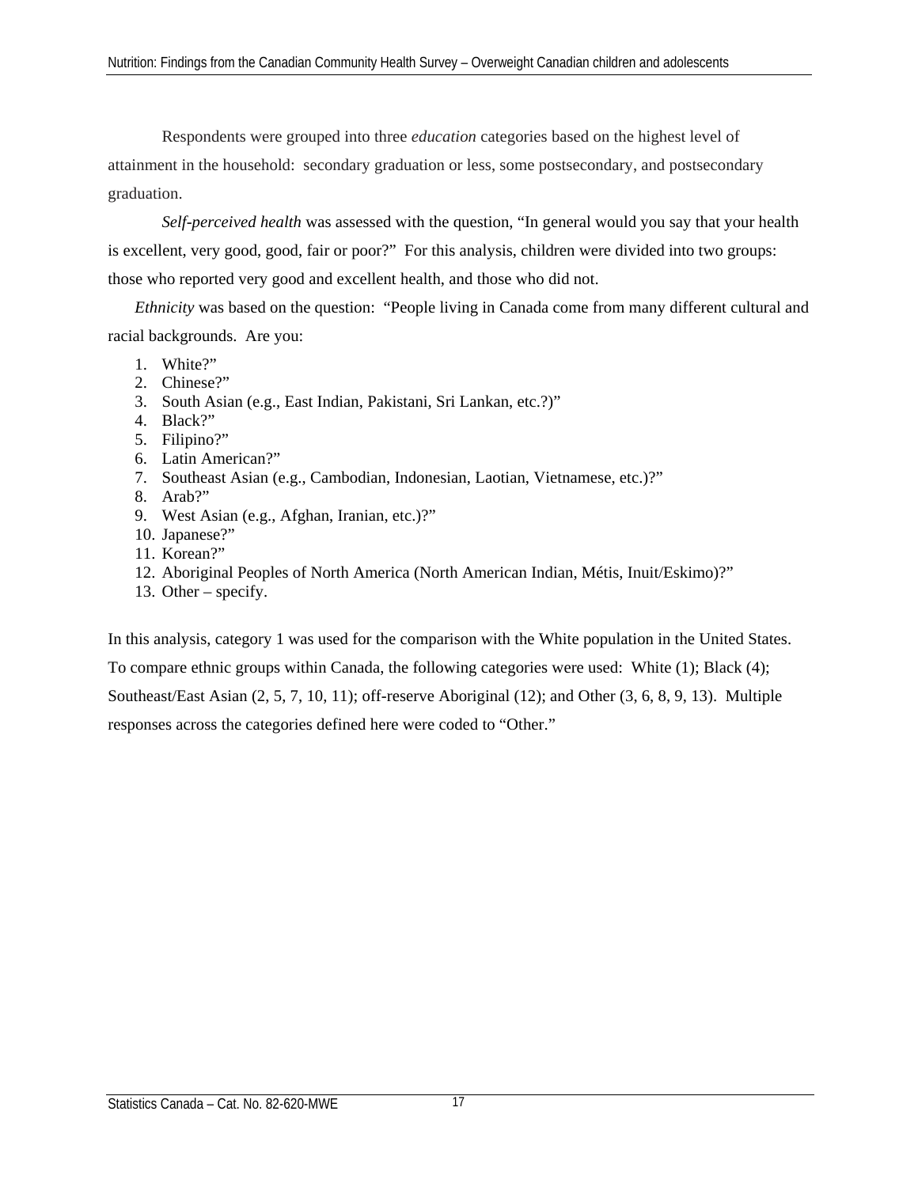Respondents were grouped into three *education* categories based on the highest level of attainment in the household: secondary graduation or less, some postsecondary, and postsecondary graduation.

*Self-perceived health* was assessed with the question, "In general would you say that your health is excellent, very good, good, fair or poor?" For this analysis, children were divided into two groups: those who reported very good and excellent health, and those who did not.

*Ethnicity* was based on the question: "People living in Canada come from many different cultural and racial backgrounds. Are you:

1. White?"
2. Chinese?"
3. South Asian (e.g., East Indian, Pakistani, Sri Lankan, etc.?)"
4. Black?"
5. Filipino?"
6. Latin American?"
7. Southeast Asian (e.g., Cambodian, Indonesian, Laotian, Vietnamese, etc.)?"
8. Arab?"
9. West Asian (e.g., Afghan, Iranian, etc.)?"
10. Japanese?"
11. Korean?"
12. Aboriginal Peoples of North America (North American Indian, Métis, Inuit/Eskimo)?"
13. Other – specify.

In this analysis, category 1 was used for the comparison with the White population in the United States. To compare ethnic groups within Canada, the following categories were used: White (1); Black (4); Southeast/East Asian (2, 5, 7, 10, 11); off-reserve Aboriginal (12); and Other (3, 6, 8, 9, 13). Multiple responses across the categories defined here were coded to "Other."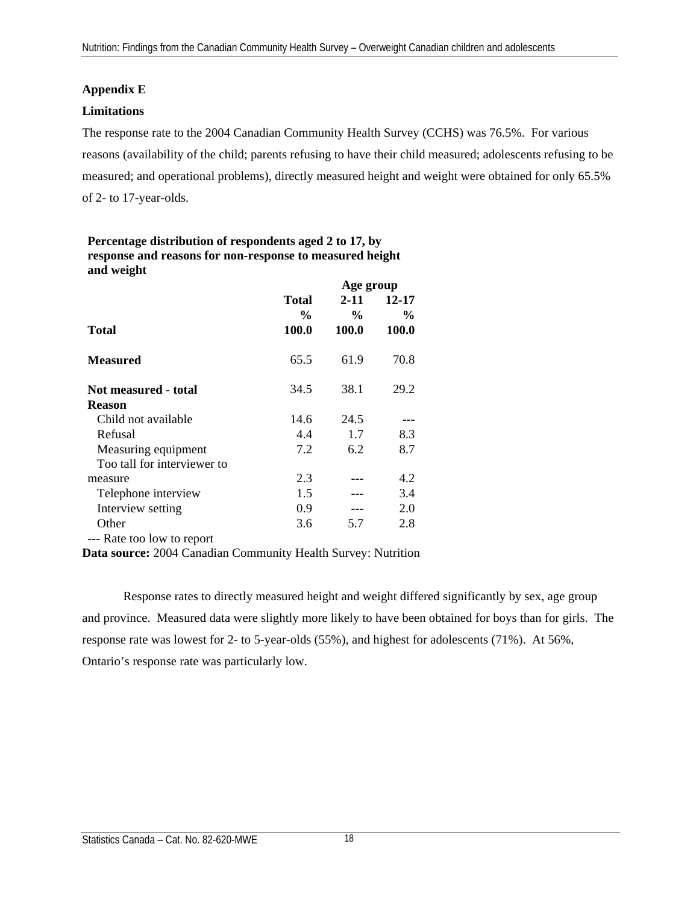**Appendix E**

**Limitations**

The response rate to the 2004 Canadian Community Health Survey (CCHS) was 76.5%. For various reasons (availability of the child; parents refusing to have their child measured; adolescents refusing to be measured; and operational problems), directly measured height and weight were obtained for only 65.5% of 2- to 17-year-olds.

**Percentage distribution of respondents aged 2 to 17, by response and reasons for non-response to measured height and weight**

| | | Age group | |
|---|---|---|---|
| | **Total** | **2-11** | **12-17** |
| | **%** | **%** | **%** |
| **Total** | **100.0** | **100.0** | **100.0** |
| **Measured** | 65.5 | 61.9 | 70.8 |
| **Not measured - total** | 34.5 | 38.1 | 29.2 |
| **Reason** | | | |
| Child not available | 14.6 | 24.5 | --- |
| Refusal | 4.4 | 1.7 | 8.3 |
| Measuring equipment | 7.2 | 6.2 | 8.7 |
| Too tall for interviewer to measure | 2.3 | --- | 4.2 |
| Telephone interview | 1.5 | --- | 3.4 |
| Interview setting | 0.9 | --- | 2.0 |
| Other | 3.6 | 5.7 | 2.8 |

--- Rate too low to report

**Data source:** 2004 Canadian Community Health Survey: Nutrition

Response rates to directly measured height and weight differed significantly by sex, age group and province. Measured data were slightly more likely to have been obtained for boys than for girls. The response rate was lowest for 2- to 5-year-olds (55%), and highest for adolescents (71%). At 56%, Ontario's response rate was particularly low.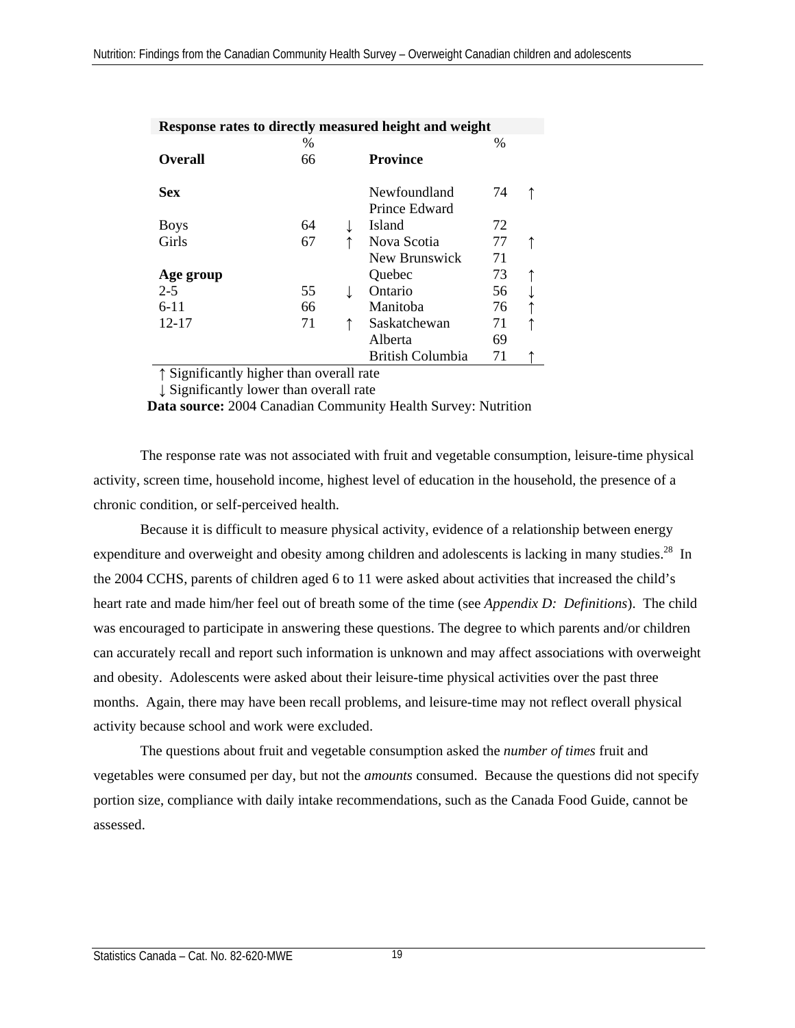**Response rates to directly measured height and weight**

| | % | | | % | |
|---|---|---|---|---|---|
| **Overall** | 66 | | **Province** | | |
| **Sex** | | | Newfoundland | 74 | ↑ |
| Boys | 64 | ↓ | Prince Edward Island | 72 | |
| Girls | 67 | ↑ | Nova Scotia | 77 | ↑ |
| | | | New Brunswick | 71 | |
| **Age group** | | | Quebec | 73 | ↑ |
| 2-5 | 55 | ↓ | Ontario | 56 | ↓ |
| 6-11 | 66 | | Manitoba | 76 | ↑ |
| 12-17 | 71 | ↑ | Saskatchewan | 71 | ↑ |
| | | | Alberta | 69 | |
| | | | British Columbia | 71 | ↑ |

↑ Significantly higher than overall rate
↓ Significantly lower than overall rate
**Data source:** 2004 Canadian Community Health Survey: Nutrition

The response rate was not associated with fruit and vegetable consumption, leisure-time physical activity, screen time, household income, highest level of education in the household, the presence of a chronic condition, or self-perceived health.

Because it is difficult to measure physical activity, evidence of a relationship between energy expenditure and overweight and obesity among children and adolescents is lacking in many studies.[28] In the 2004 CCHS, parents of children aged 6 to 11 were asked about activities that increased the child's heart rate and made him/her feel out of breath some of the time (see *Appendix D: Definitions*). The child was encouraged to participate in answering these questions. The degree to which parents and/or children can accurately recall and report such information is unknown and may affect associations with overweight and obesity. Adolescents were asked about their leisure-time physical activities over the past three months. Again, there may have been recall problems, and leisure-time may not reflect overall physical activity because school and work were excluded.

The questions about fruit and vegetable consumption asked the *number of times* fruit and vegetables were consumed per day, but not the *amounts* consumed. Because the questions did not specify portion size, compliance with daily intake recommendations, such as the Canada Food Guide, cannot be assessed.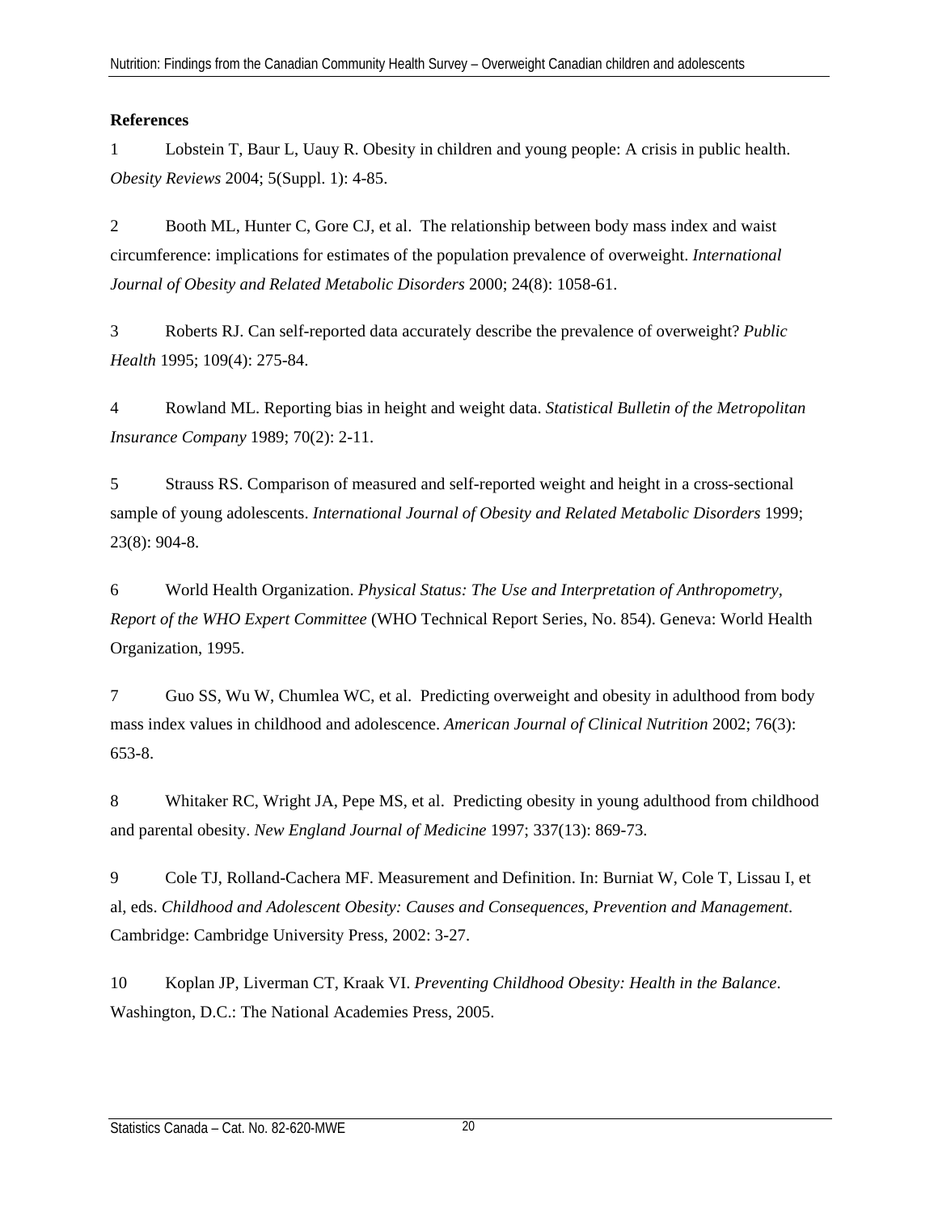**References**

1 Lobstein T, Baur L, Uauy R. Obesity in children and young people: A crisis in public health. *Obesity Reviews* 2004; 5(Suppl. 1): 4-85.

2 Booth ML, Hunter C, Gore CJ, et al. The relationship between body mass index and waist circumference: implications for estimates of the population prevalence of overweight. *International Journal of Obesity and Related Metabolic Disorders* 2000; 24(8): 1058-61.

3 Roberts RJ. Can self-reported data accurately describe the prevalence of overweight? *Public Health* 1995; 109(4): 275-84.

4 Rowland ML. Reporting bias in height and weight data. *Statistical Bulletin of the Metropolitan Insurance Company* 1989; 70(2): 2-11.

5 Strauss RS. Comparison of measured and self-reported weight and height in a cross-sectional sample of young adolescents. *International Journal of Obesity and Related Metabolic Disorders* 1999; 23(8): 904-8.

6 World Health Organization. *Physical Status: The Use and Interpretation of Anthropometry, Report of the WHO Expert Committee* (WHO Technical Report Series, No. 854). Geneva: World Health Organization, 1995.

7 Guo SS, Wu W, Chumlea WC, et al. Predicting overweight and obesity in adulthood from body mass index values in childhood and adolescence. *American Journal of Clinical Nutrition* 2002; 76(3): 653-8.

8 Whitaker RC, Wright JA, Pepe MS, et al. Predicting obesity in young adulthood from childhood and parental obesity. *New England Journal of Medicine* 1997; 337(13): 869-73.

9 Cole TJ, Rolland-Cachera MF. Measurement and Definition. In: Burniat W, Cole T, Lissau I, et al, eds. *Childhood and Adolescent Obesity: Causes and Consequences, Prevention and Management*. Cambridge: Cambridge University Press, 2002: 3-27.

10 Koplan JP, Liverman CT, Kraak VI. *Preventing Childhood Obesity: Health in the Balance*. Washington, D.C.: The National Academies Press, 2005.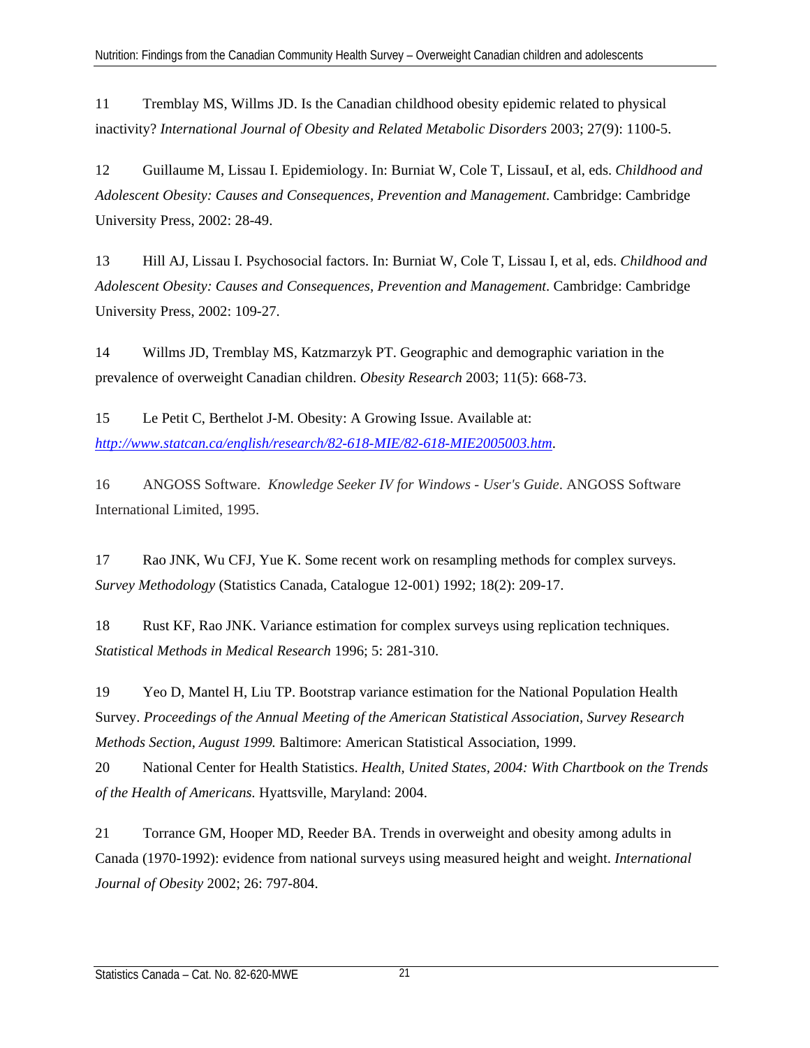11 Tremblay MS, Willms JD. Is the Canadian childhood obesity epidemic related to physical inactivity? *International Journal of Obesity and Related Metabolic Disorders* 2003; 27(9): 1100-5.

12 Guillaume M, Lissau I. Epidemiology. In: Burniat W, Cole T, LissauI, et al, eds. *Childhood and Adolescent Obesity: Causes and Consequences, Prevention and Management*. Cambridge: Cambridge University Press, 2002: 28-49.

13 Hill AJ, Lissau I. Psychosocial factors. In: Burniat W, Cole T, Lissau I, et al, eds. *Childhood and Adolescent Obesity: Causes and Consequences, Prevention and Management*. Cambridge: Cambridge University Press, 2002: 109-27.

14 Willms JD, Tremblay MS, Katzmarzyk PT. Geographic and demographic variation in the prevalence of overweight Canadian children. *Obesity Research* 2003; 11(5): 668-73.

15 Le Petit C, Berthelot J-M. Obesity: A Growing Issue. Available at: http://www.statcan.ca/english/research/82-618-MIE/82-618-MIE2005003.htm.

16 ANGOSS Software. *Knowledge Seeker IV for Windows - User's Guide*. ANGOSS Software International Limited, 1995.

17 Rao JNK, Wu CFJ, Yue K. Some recent work on resampling methods for complex surveys. *Survey Methodology* (Statistics Canada, Catalogue 12-001) 1992; 18(2): 209-17.

18 Rust KF, Rao JNK. Variance estimation for complex surveys using replication techniques. *Statistical Methods in Medical Research* 1996; 5: 281-310.

19 Yeo D, Mantel H, Liu TP. Bootstrap variance estimation for the National Population Health Survey. *Proceedings of the Annual Meeting of the American Statistical Association, Survey Research Methods Section, August 1999.* Baltimore: American Statistical Association, 1999.

20 National Center for Health Statistics. *Health, United States, 2004: With Chartbook on the Trends of the Health of Americans.* Hyattsville, Maryland: 2004.

21 Torrance GM, Hooper MD, Reeder BA. Trends in overweight and obesity among adults in Canada (1970-1992): evidence from national surveys using measured height and weight. *International Journal of Obesity* 2002; 26: 797-804.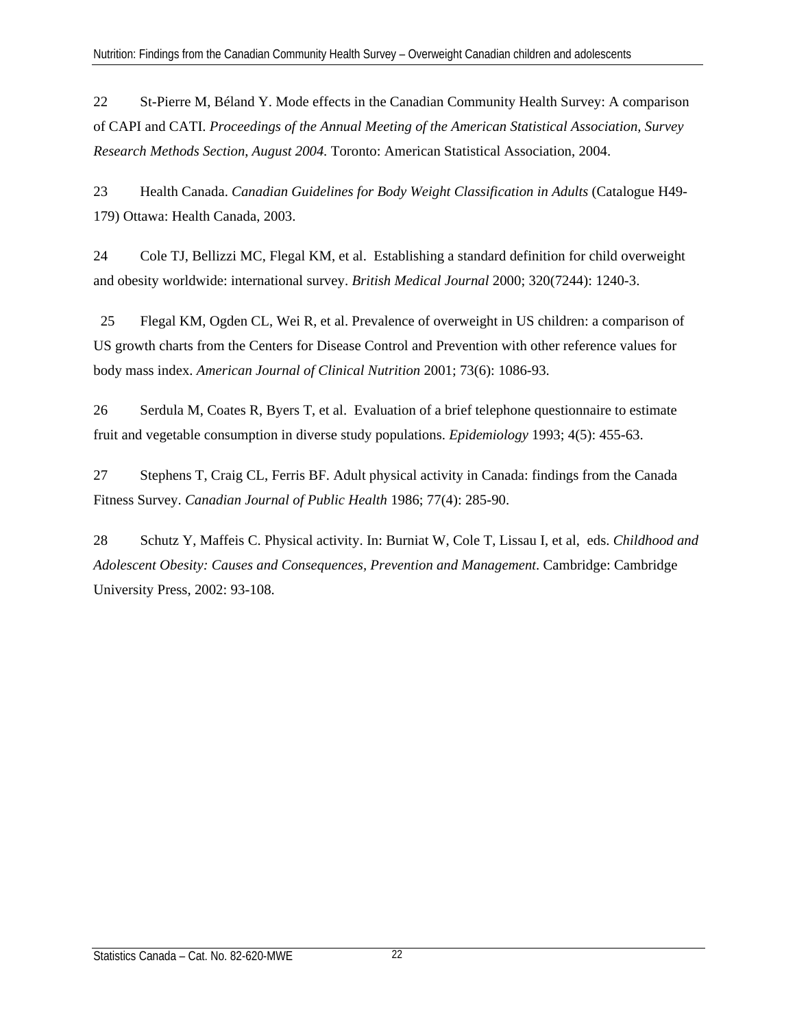22 St-Pierre M, Béland Y. Mode effects in the Canadian Community Health Survey: A comparison of CAPI and CATI. *Proceedings of the Annual Meeting of the American Statistical Association, Survey Research Methods Section, August 2004.* Toronto: American Statistical Association, 2004.

23 Health Canada. *Canadian Guidelines for Body Weight Classification in Adults* (Catalogue H49-179) Ottawa: Health Canada, 2003.

24 Cole TJ, Bellizzi MC, Flegal KM, et al. Establishing a standard definition for child overweight and obesity worldwide: international survey. *British Medical Journal* 2000; 320(7244): 1240-3.

25 Flegal KM, Ogden CL, Wei R, et al. Prevalence of overweight in US children: a comparison of US growth charts from the Centers for Disease Control and Prevention with other reference values for body mass index. *American Journal of Clinical Nutrition* 2001; 73(6): 1086-93.

26 Serdula M, Coates R, Byers T, et al. Evaluation of a brief telephone questionnaire to estimate fruit and vegetable consumption in diverse study populations. *Epidemiology* 1993; 4(5): 455-63.

27 Stephens T, Craig CL, Ferris BF. Adult physical activity in Canada: findings from the Canada Fitness Survey. *Canadian Journal of Public Health* 1986; 77(4): 285-90.

28 Schutz Y, Maffeis C. Physical activity. In: Burniat W, Cole T, Lissau I, et al, eds. *Childhood and Adolescent Obesity: Causes and Consequences, Prevention and Management*. Cambridge: Cambridge University Press, 2002: 93-108.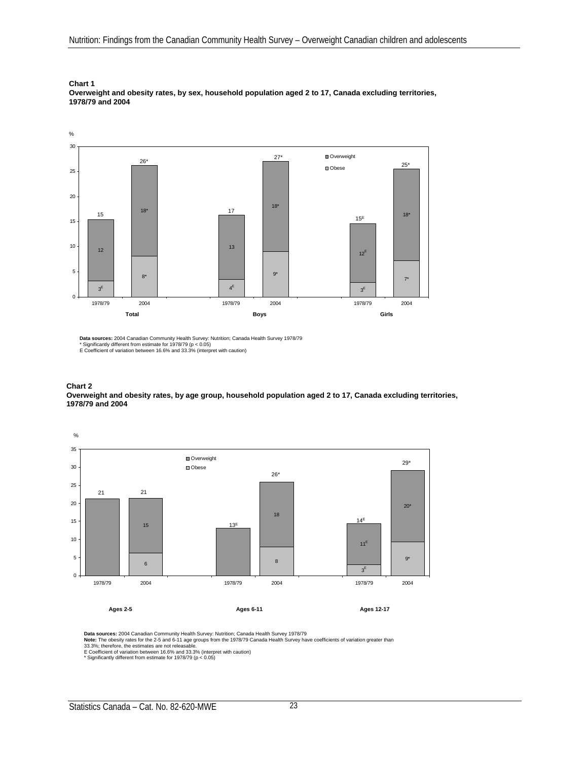**Chart 1**
**Overweight and obesity rates, by sex, household population aged 2 to 17, Canada excluding territories, 1978/79 and 2004**

| | Total 1978/79 | Total 2004 | Boys 1978/79 | Boys 2004 | Girls 1978/79 | Girls 2004 |
|---|---|---|---|---|---|---|
| Overweight | 12 | 18* | 13 | 18* | 12[E] | 18* |
| Obese | 3[E] | 8* | 4[E] | 9* | 3[E] | 7* |
| Total (%) | 15 | 26* | 17 | 27* | 15[E] | 25* |

**Data sources:** 2004 Canadian Community Health Survey: Nutrition; Canada Health Survey 1978/79
* Significantly different from estimate for 1978/79 ($p < 0.05$)
E Coefficient of variation between 16.6% and 33.3% (interpret with caution)

**Chart 2**
**Overweight and obesity rates, by age group, household population aged 2 to 17, Canada excluding territories, 1978/79 and 2004**

| | Ages 2-5 1978/79 | Ages 2-5 2004 | Ages 6-11 1978/79 | Ages 6-11 2004 | Ages 12-17 1978/79 | Ages 12-17 2004 |
|---|---|---|---|---|---|---|
| Overweight | | 15 | | 18 | 11[E] | 20* |
| Obese | | 6 | | 8 | 3[E] | 9* |
| Total (%) | 21 | 21 | 13[E] | 26* | 14[E] | 29* |

**Data sources:** 2004 Canadian Community Health Survey: Nutrition; Canada Health Survey 1978/79
**Note:** The obesity rates for the 2-5 and 6-11 age groups from the 1978/79 Canada Health Survey have coefficients of variation greater than 33.3%; therefore, the estimates are not releasable.
E Coefficient of variation between 16.6% and 33.3% (interpret with caution)
* Significantly different from estimate for 1978/79 ($p < 0.05$)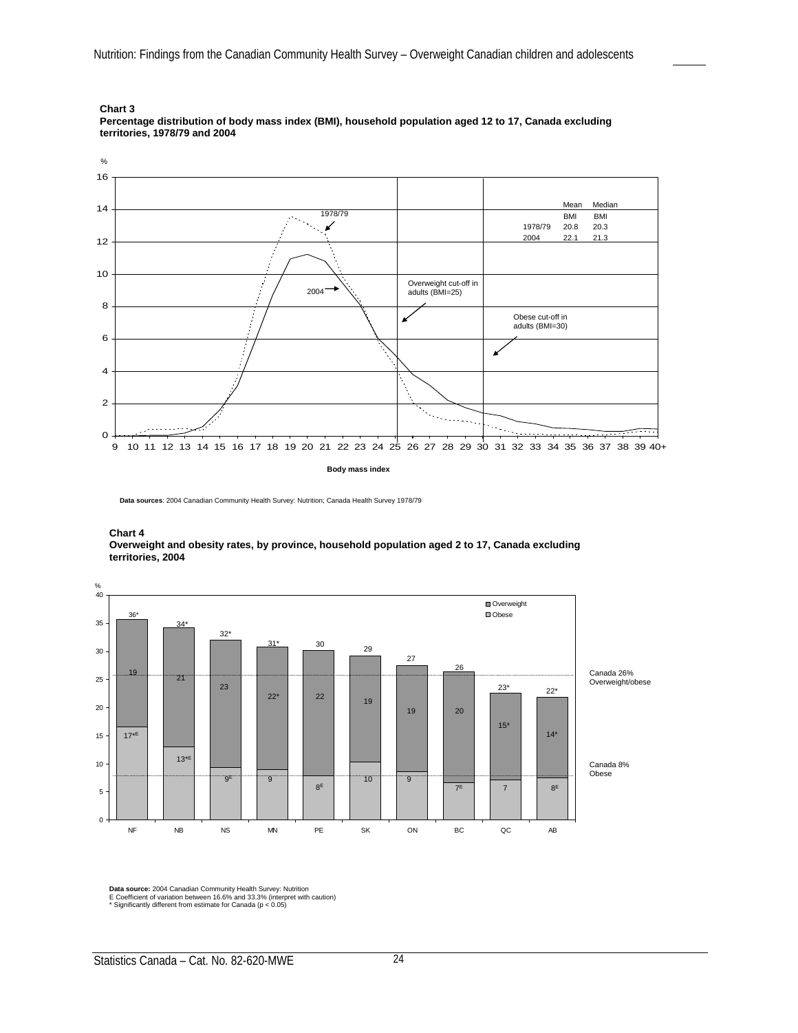**Chart 3**
**Percentage distribution of body mass index (BMI), household population aged 12 to 17, Canada excluding territories, 1978/79 and 2004**

| | Mean BMI | Median BMI |
|---|---|---|
| 1978/79 | 20.8 | 20.3 |
| 2004 | 22.1 | 21.3 |

Overweight cut-off in adults (BMI=25)

Obese cut-off in adults (BMI=30)

Body mass index

**Data sources**: 2004 Canadian Community Health Survey: Nutrition; Canada Health Survey 1978/79

**Chart 4**
**Overweight and obesity rates, by province, household population aged 2 to 17, Canada excluding territories, 2004**

| Province | Overweight/obese (%) | Overweight (%) | Obese (%) |
|---|---|---|---|
| NF | 36* | 19 | 17*E |
| NB | 34* | 21 | 13*E |
| NS | 32* | 23 | 9E |
| MN | 31* | 22* | 9 |
| PE | 30 | 22 | 8E |
| SK | 29 | 19 | 10 |
| ON | 27 | 19 | 9 |
| BC | 26 | 20 | 7E |
| QC | 23* | 15* | 7 |
| AB | 22* | 14* | 8E |

Canada 26% Overweight/obese

Canada 8% Obese

**Data source:** 2004 Canadian Community Health Survey: Nutrition
E Coefficient of variation between 16.6% and 33.3% (interpret with caution)
* Significantly different from estimate for Canada ($p < 0.05$)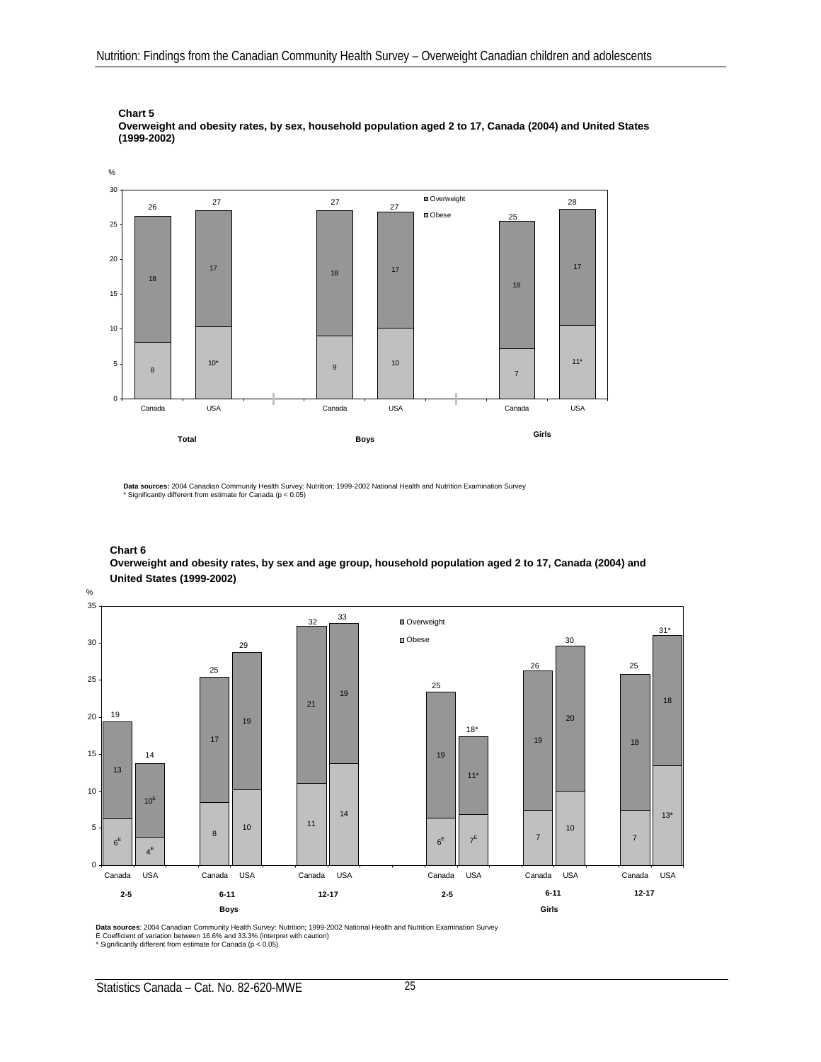**Chart 5**
**Overweight and obesity rates, by sex, household population aged 2 to 17, Canada (2004) and United States (1999-2002)**

| | Total – Canada | Total – USA | Boys – Canada | Boys – USA | Girls – Canada | Girls – USA |
|---|---|---|---|---|---|---|
| Overweight | 18 | 17 | 18 | 17 | 18 | 17 |
| Obese | 8 | 10* | 9 | 10 | 7 | 11* |
| Total (%) | 26 | 27 | 27 | 27 | 25 | 28 |

**Data sources:** 2004 Canadian Community Health Survey: Nutrition; 1999-2002 National Health and Nutrition Examination Survey
* Significantly different from estimate for Canada ($p < 0.05$)

**Chart 6**
**Overweight and obesity rates, by sex and age group, household population aged 2 to 17, Canada (2004) and United States (1999-2002)**

| | Boys 2-5 – Canada | Boys 2-5 – USA | Boys 6-11 – Canada | Boys 6-11 – USA | Boys 12-17 – Canada | Boys 12-17 – USA | Girls 2-5 – Canada | Girls 2-5 – USA | Girls 6-11 – Canada | Girls 6-11 – USA | Girls 12-17 – Canada | Girls 12-17 – USA |
|---|---|---|---|---|---|---|---|---|---|---|---|---|
| Overweight | 13 | 10E | 17 | 19 | 21 | 19 | 19 | 11* | 19 | 20 | 18 | 18 |
| Obese | 6E | 4E | 8 | 10 | 11 | 14 | 6E | 7E | 7 | 10 | 7 | 13* |
| Total (%) | 19 | 14 | 25 | 29 | 32 | 33 | 25 | 18* | 26 | 30 | 25 | 31* |

**Data sources**: 2004 Canadian Community Health Survey: Nutrition; 1999-2002 National Health and Nutrition Examination Survey
E Coefficient of variation between 16.6% and 33.3% (interpret with caution)
* Significantly different from estimate for Canada ($p < 0.05$)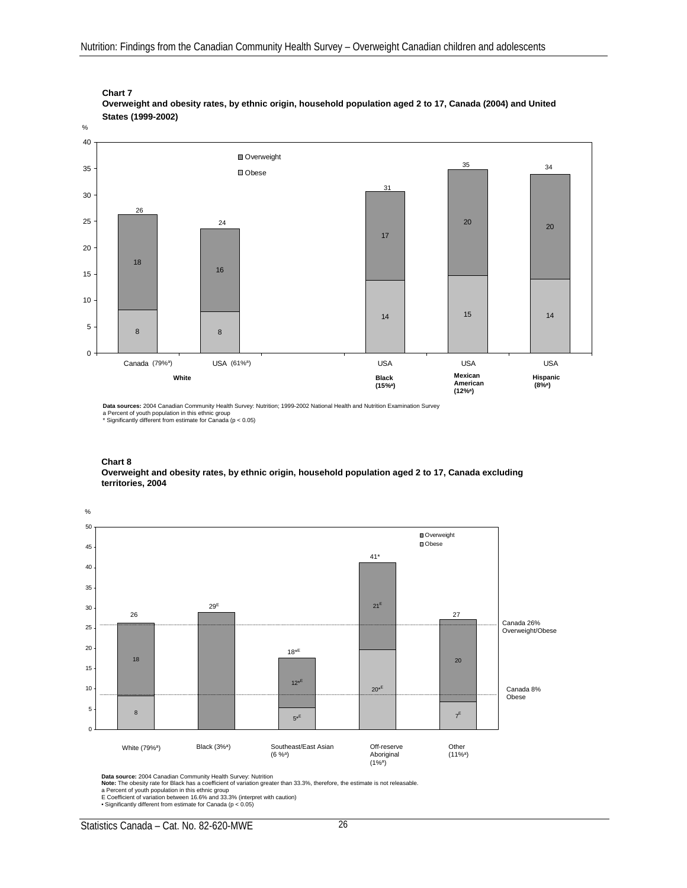**Chart 7**
**Overweight and obesity rates, by ethnic origin, household population aged 2 to 17, Canada (2004) and United States (1999-2002)**

| Ethnic origin | Country | Obese (%) | Overweight (%) | Total (%) |
|---|---|---|---|---|
| White | Canada (79%[a]) | 8 | 18 | 26 |
| White | USA (61%[a]) | 8 | 16 | 24 |
| Black (15%[a]) | USA | 14 | 17 | 31 |
| Mexican American (12%[a]) | USA | 15 | 20 | 35 |
| Hispanic (8%[a]) | USA | 14 | 20 | 34 |

**Data sources:** 2004 Canadian Community Health Survey: Nutrition; 1999-2002 National Health and Nutrition Examination Survey
a Percent of youth population in this ethnic group
* Significantly different from estimate for Canada ($p < 0.05$)

**Chart 8**
**Overweight and obesity rates, by ethnic origin, household population aged 2 to 17, Canada excluding territories, 2004**

| Ethnic origin | Obese (%) | Overweight (%) | Total (%) |
|---|---|---|---|
| White (79%[a]) | 8 | 18 | 26 |
| Black (3%[a]) | | | 29[E] |
| Southeast/East Asian (6 %[a]) | 5•[E] | 12•[E] | 18•[E] |
| Off-reserve Aboriginal (1%[a]) | 20•[E] | 21[E] | 41* |
| Other (11%[a]) | 7[E] | 20 | 27 |

Canada 26% Overweight/Obese
Canada 8% Obese

**Data source:** 2004 Canadian Community Health Survey: Nutrition
**Note:** The obesity rate for Black has a coefficient of variation greater than 33.3%, therefore, the estimate is not releasable.
a Percent of youth population in this ethnic group
E Coefficient of variation between 16.6% and 33.3% (interpret with caution)
• Significantly different from estimate for Canada ($p < 0.05$)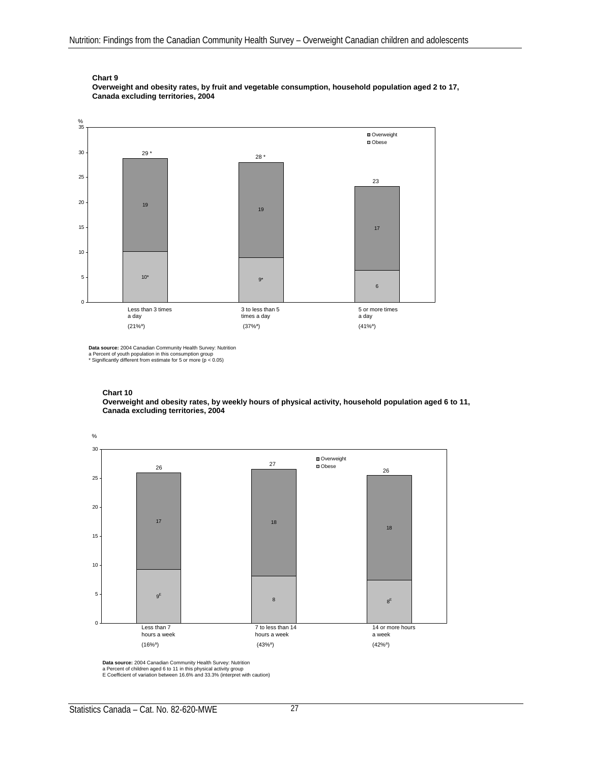**Chart 9**
**Overweight and obesity rates, by fruit and vegetable consumption, household population aged 2 to 17, Canada excluding territories, 2004**

| | Less than 3 times a day (21%[a]) | 3 to less than 5 times a day (37%[a]) | 5 or more times a day (41%[a]) |
|---|---|---|---|
| Obese (%) | 10* | 9* | 6 |
| Overweight (%) | 19 | 19 | 17 |
| Total (%) | 29 * | 28 * | 23 |

**Data source:** 2004 Canadian Community Health Survey: Nutrition
a Percent of youth population in this consumption group
* Significantly different from estimate for 5 or more ($p < 0.05$)

**Chart 10**
**Overweight and obesity rates, by weekly hours of physical activity, household population aged 6 to 11, Canada excluding territories, 2004**

| | Less than 7 hours a week (16%[a]) | 7 to less than 14 hours a week (43%[a]) | 14 or more hours a week (42%[a]) |
|---|---|---|---|
| Obese (%) | 9[E] | 8 | 8[E] |
| Overweight (%) | 17 | 18 | 18 |
| Total (%) | 26 | 27 | 26 |

**Data source:** 2004 Canadian Community Health Survey: Nutrition
a Percent of children aged 6 to 11 in this physical activity group
E Coefficient of variation between 16.6% and 33.3% (interpret with caution)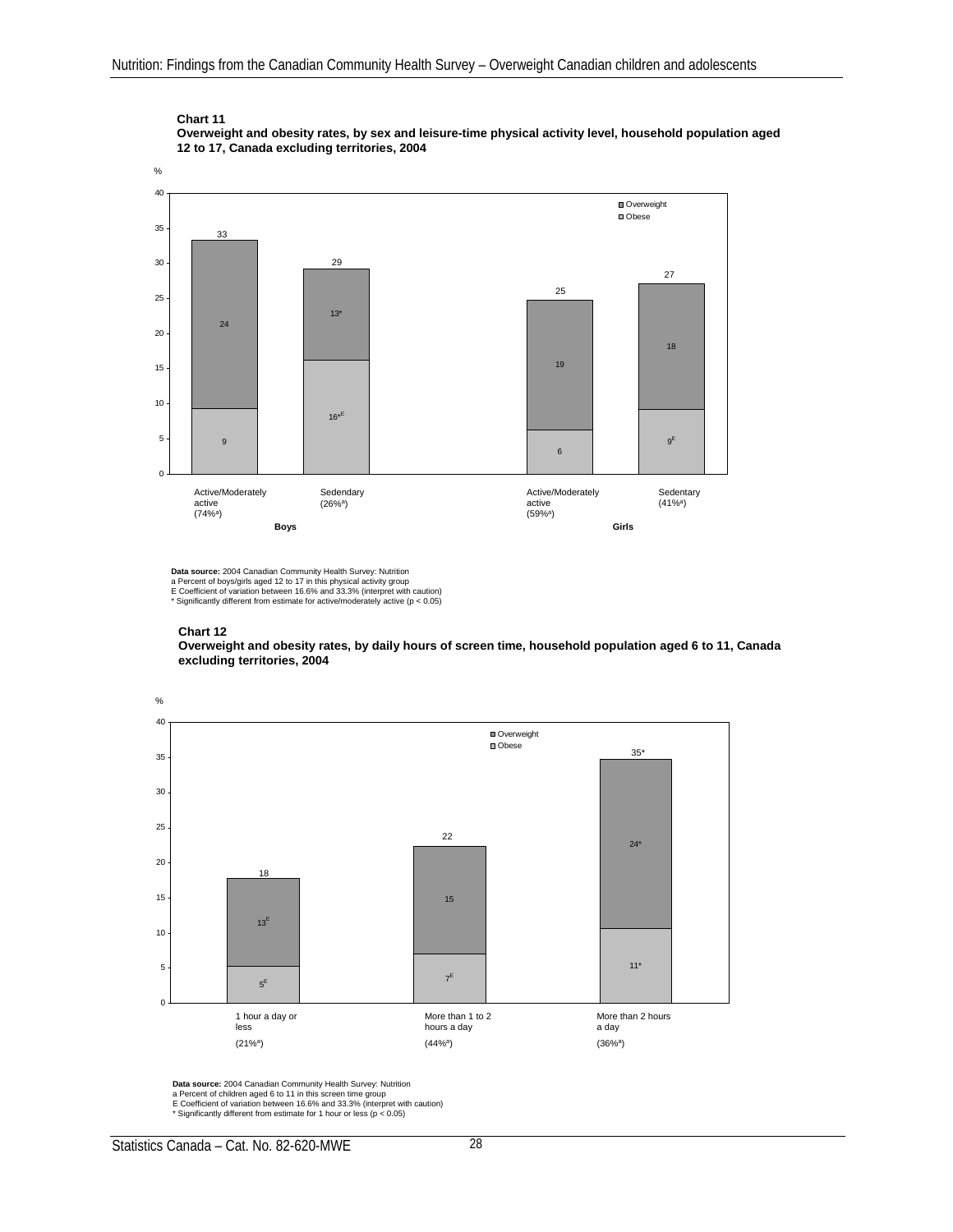**Chart 11**
**Overweight and obesity rates, by sex and leisure-time physical activity level, household population aged 12 to 17, Canada excluding territories, 2004**

| | Boys: Active/Moderately active (74%[a]) | Boys: Sedendary (26%[a]) | Girls: Active/Moderately active (59%[a]) | Girls: Sedentary (41%[a]) |
|---|---|---|---|---|
| Overweight (%) | 24 | 13* | 19 | 18 |
| Obese (%) | 9 | 16*[E] | 6 | 9[E] |
| Total (%) | 33 | 29 | 25 | 27 |

**Data source:** 2004 Canadian Community Health Survey: Nutrition
a Percent of boys/girls aged 12 to 17 in this physical activity group
E Coefficient of variation between 16.6% and 33.3% (interpret with caution)
* Significantly different from estimate for active/moderately active ($p < 0.05$)

**Chart 12**
**Overweight and obesity rates, by daily hours of screen time, household population aged 6 to 11, Canada excluding territories, 2004**

| | 1 hour a day or less (21%[a]) | More than 1 to 2 hours a day (44%[a]) | More than 2 hours a day (36%[a]) |
|---|---|---|---|
| Overweight (%) | 13[E] | 15 | 24* |
| Obese (%) | 5[E] | 7[E] | 11* |
| Total (%) | 18 | 22 | 35* |

**Data source:** 2004 Canadian Community Health Survey: Nutrition
a Percent of children aged 6 to 11 in this screen time group
E Coefficient of variation between 16.6% and 33.3% (interpret with caution)
* Significantly different from estimate for 1 hour or less ($p < 0.05$)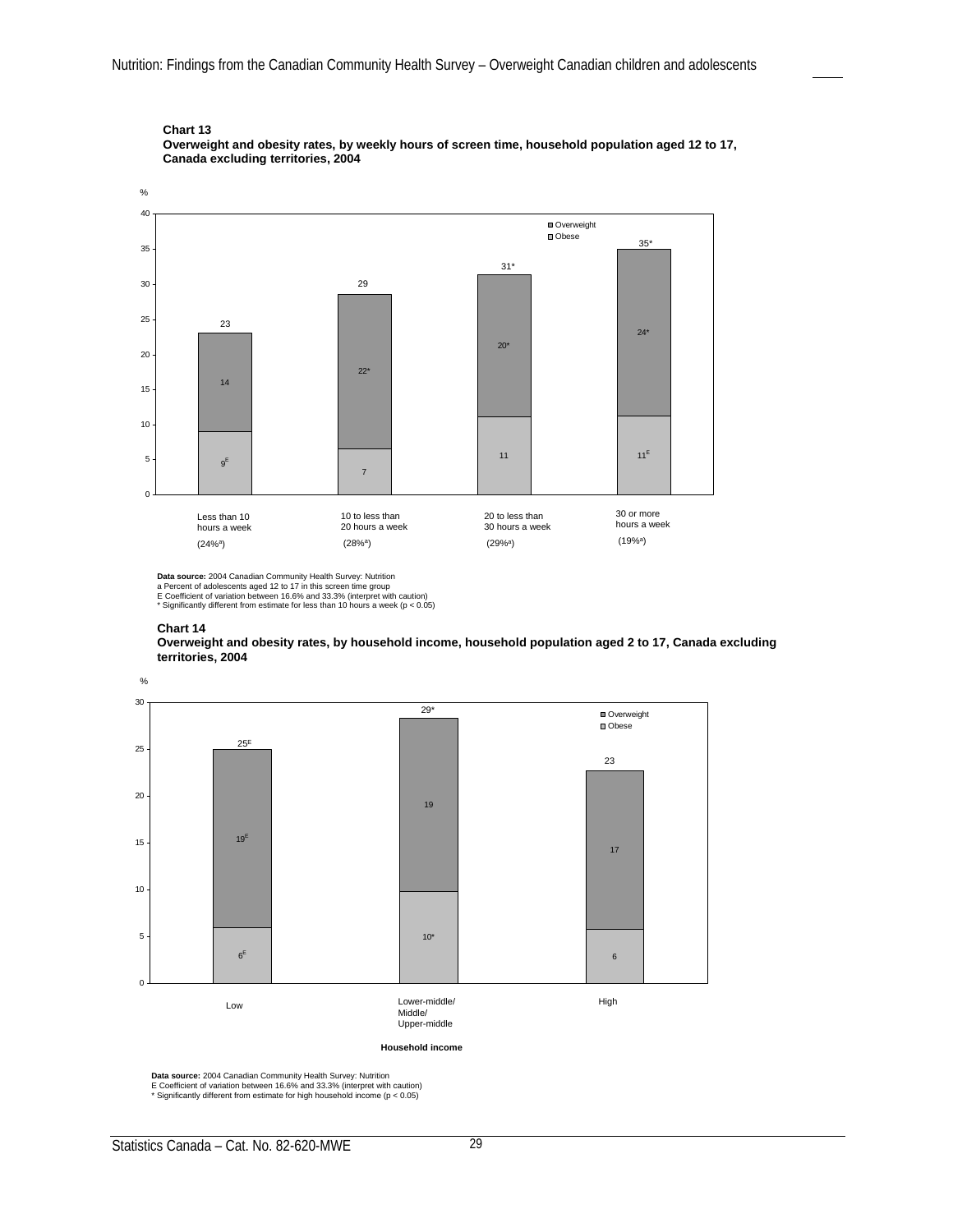**Chart 13**
**Overweight and obesity rates, by weekly hours of screen time, household population aged 12 to 17, Canada excluding territories, 2004**

| Weekly hours of screen time | Obese (%) | Overweight (%) | Total (%) |
|---|---|---|---|
| Less than 10 hours a week (24%[a]) | 9[E] | 14 | 23 |
| 10 to less than 20 hours a week (28%[a]) | 7 | 22* | 29 |
| 20 to less than 30 hours a week (29%[a]) | 11 | 20* | 31* |
| 30 or more hours a week (19%[a]) | 11[E] | 24* | 35* |

**Data source:** 2004 Canadian Community Health Survey: Nutrition
a Percent of adolescents aged 12 to 17 in this screen time group
E Coefficient of variation between 16.6% and 33.3% (interpret with caution)
* Significantly different from estimate for less than 10 hours a week ($p < 0.05$)

**Chart 14**
**Overweight and obesity rates, by household income, household population aged 2 to 17, Canada excluding territories, 2004**

| Household income | Obese (%) | Overweight (%) | Total (%) |
|---|---|---|---|
| Low | 6[E] | 19[E] | 25[E] |
| Lower-middle/ Middle/ Upper-middle | 10* | 19 | 29* |
| High | 6 | 17 | 23 |

**Data source:** 2004 Canadian Community Health Survey: Nutrition
E Coefficient of variation between 16.6% and 33.3% (interpret with caution)
* Significantly different from estimate for high household income ($p < 0.05$)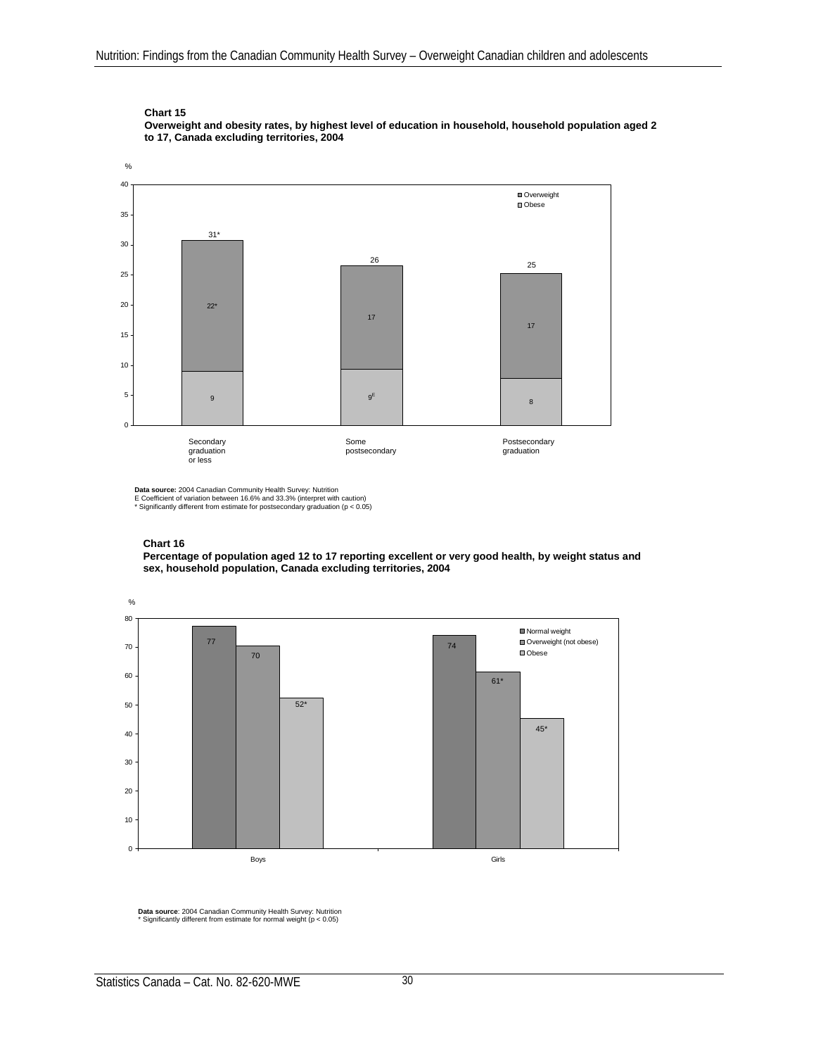**Chart 15**
**Overweight and obesity rates, by highest level of education in household, household population aged 2 to 17, Canada excluding territories, 2004**

| | Secondary graduation or less | Some postsecondary | Postsecondary graduation |
|---|---|---|---|
| Overweight (%) | 22* | 17 | 17 |
| Obese (%) | 9 | 9[E] | 8 |
| Total (%) | 31* | 26 | 25 |

**Data source:** 2004 Canadian Community Health Survey: Nutrition
E Coefficient of variation between 16.6% and 33.3% (interpret with caution)
\* Significantly different from estimate for postsecondary graduation ($p < 0.05$)

**Chart 16**
**Percentage of population aged 12 to 17 reporting excellent or very good health, by weight status and sex, household population, Canada excluding territories, 2004**

| | Normal weight (%) | Overweight (not obese) (%) | Obese (%) |
|---|---|---|---|
| Boys | 77 | 70 | 52* |
| Girls | 74 | 61* | 45* |

**Data source**: 2004 Canadian Community Health Survey: Nutrition
\* Significantly different from estimate for normal weight ($p < 0.05$)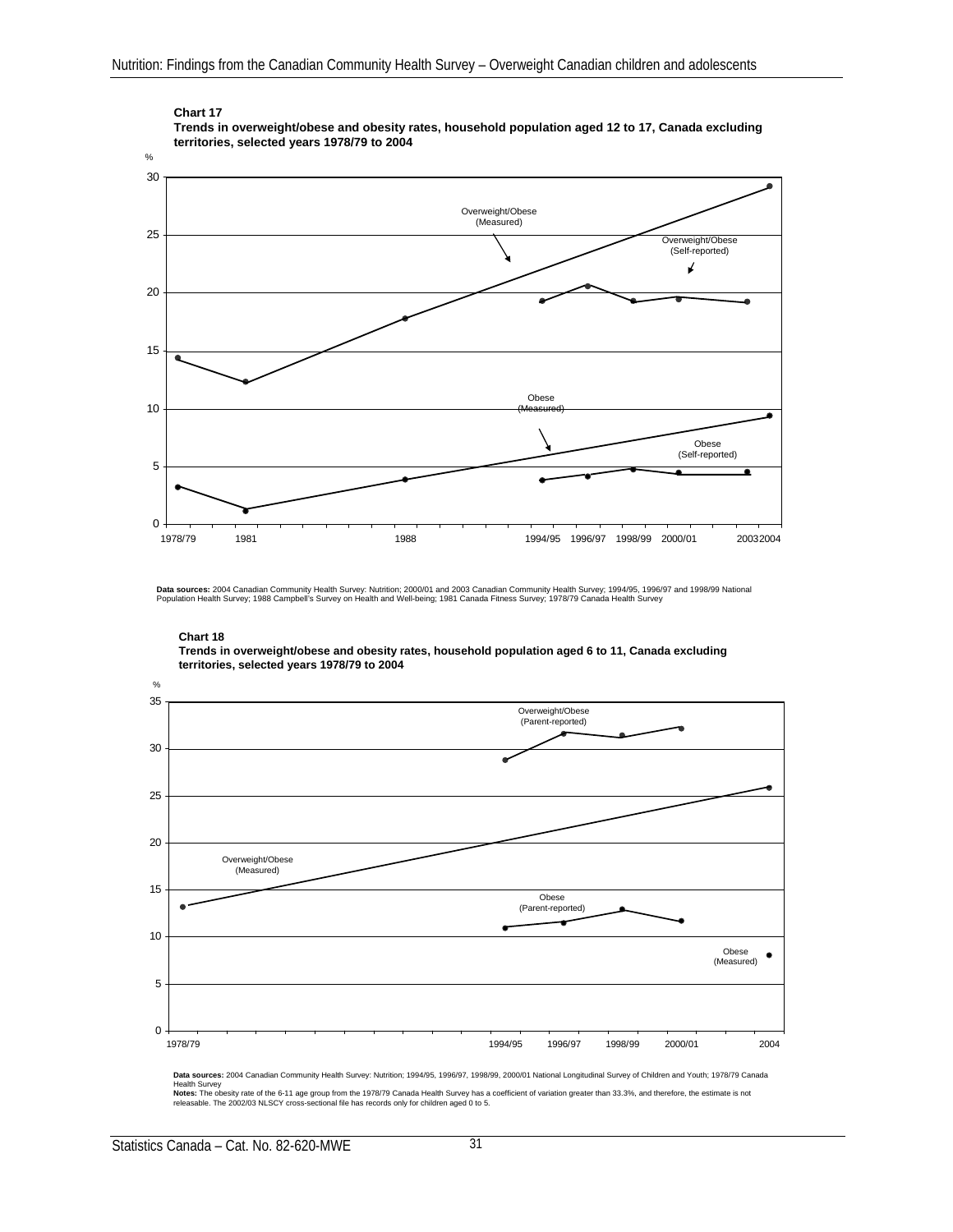**Chart 17**
**Trends in overweight/obese and obesity rates, household population aged 12 to 17, Canada excluding territories, selected years 1978/79 to 2004**

%

Overweight/Obese (Measured)

Overweight/Obese (Self-reported)

Obese (Measured)

Obese (Self-reported)

1978/79 1981 1988 1994/95 1996/97 1998/99 2000/01 2003 2004

**Data sources:** 2004 Canadian Community Health Survey: Nutrition; 2000/01 and 2003 Canadian Community Health Survey; 1994/95, 1996/97 and 1998/99 National Population Health Survey; 1988 Campbell's Survey on Health and Well-being; 1981 Canada Fitness Survey; 1978/79 Canada Health Survey

**Chart 18**
**Trends in overweight/obese and obesity rates, household population aged 6 to 11, Canada excluding territories, selected years 1978/79 to 2004**

%

Overweight/Obese (Parent-reported)

Overweight/Obese (Measured)

Obese (Parent-reported)

Obese (Measured)

1978/79 1994/95 1996/97 1998/99 2000/01 2004

**Data sources:** 2004 Canadian Community Health Survey: Nutrition; 1994/95, 1996/97, 1998/99, 2000/01 National Longitudinal Survey of Children and Youth; 1978/79 Canada Health Survey
**Notes:** The obesity rate of the 6-11 age group from the 1978/79 Canada Health Survey has a coefficient of variation greater than 33.3%, and therefore, the estimate is not releasable. The 2002/03 NLSCY cross-sectional file has records only for children aged 0 to 5.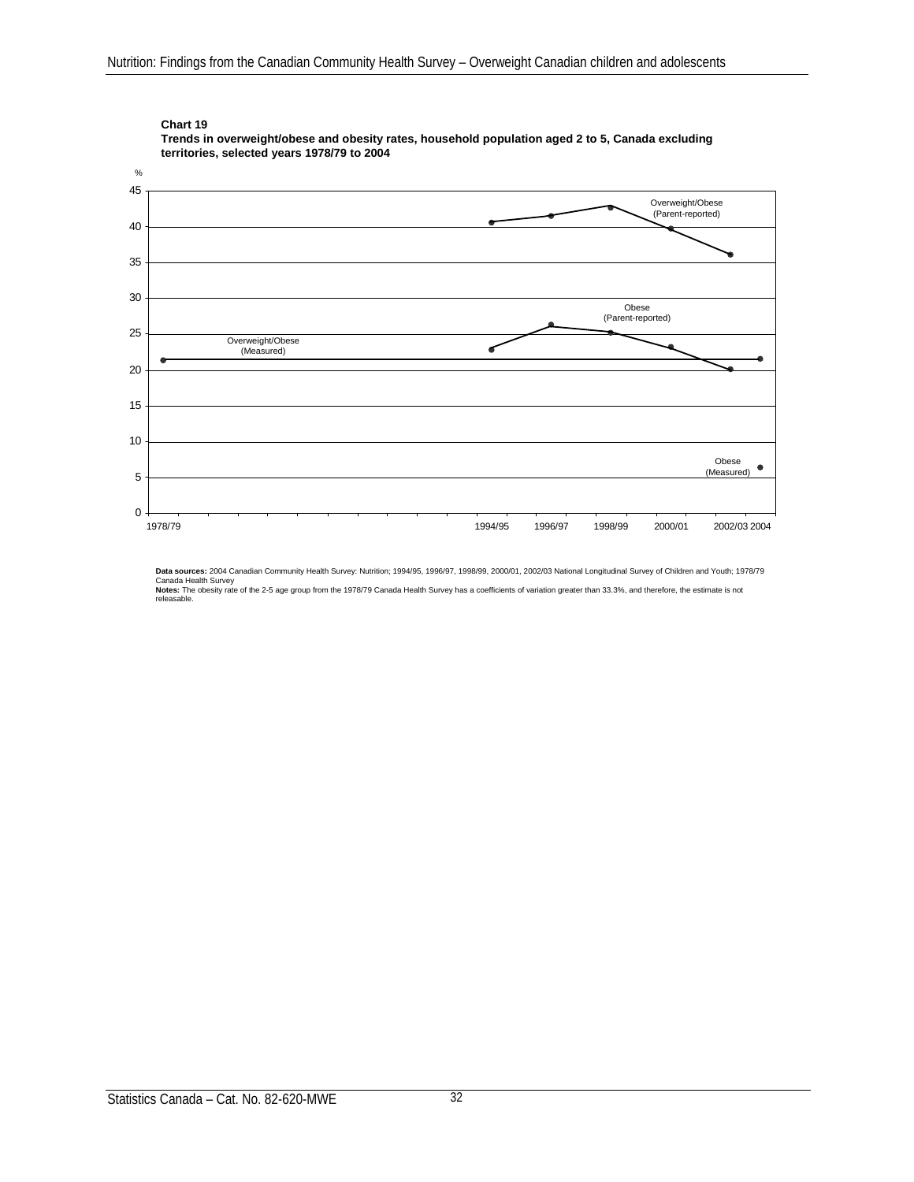**Chart 19**
**Trends in overweight/obese and obesity rates, household population aged 2 to 5, Canada excluding territories, selected years 1978/79 to 2004**

%

45
40
35
30
25
20
15
10
5
0

Overweight/Obese (Parent-reported)

Obese (Parent-reported)

Overweight/Obese (Measured)

Obese (Measured)

1978/79 1994/95 1996/97 1998/99 2000/01 2002/03 2004

**Data sources:** 2004 Canadian Community Health Survey: Nutrition; 1994/95, 1996/97, 1998/99, 2000/01, 2002/03 National Longitudinal Survey of Children and Youth; 1978/79 Canada Health Survey

**Notes:** The obesity rate of the 2-5 age group from the 1978/79 Canada Health Survey has a coefficients of variation greater than 33.3%, and therefore, the estimate is not releasable.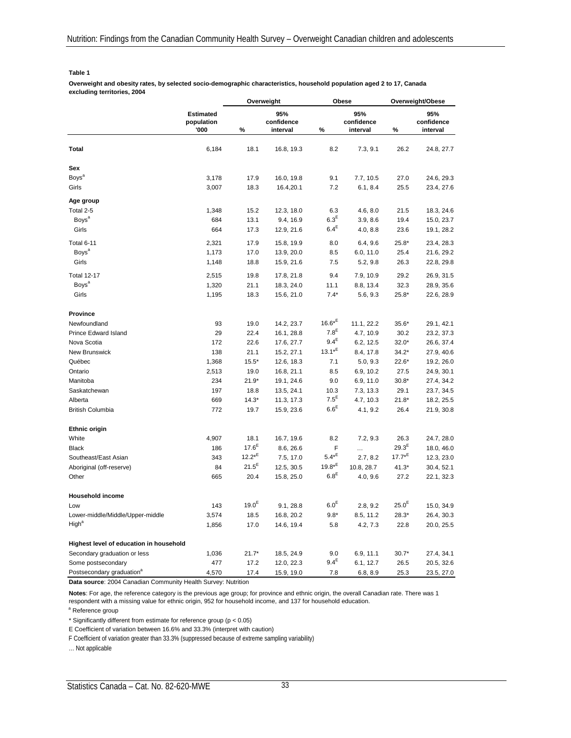**Table 1**

**Overweight and obesity rates, by selected socio-demographic characteristics, household population aged 2 to 17, Canada excluding territories, 2004**

| | Estimated population '000 | Overweight | | Obese | | Overweight/Obese | |
|---|---|---|---|---|---|---|---|
| | | % | 95% confidence interval | % | 95% confidence interval | % | 95% confidence interval |
| **Total** | 6,184 | 18.1 | 16.8, 19.3 | 8.2 | 7.3, 9.1 | 26.2 | 24.8, 27.7 |
| **Sex** | | | | | | | |
| Boys[a] | 3,178 | 17.9 | 16.0, 19.8 | 9.1 | 7.7, 10.5 | 27.0 | 24.6, 29.3 |
| Girls | 3,007 | 18.3 | 16.4,20.1 | 7.2 | 6.1, 8.4 | 25.5 | 23.4, 27.6 |
| **Age group** | | | | | | | |
| Total 2-5 | 1,348 | 15.2 | 12.3, 18.0 | 6.3 | 4.6, 8.0 | 21.5 | 18.3, 24.6 |
| Boys[a] | 684 | 13.1 | 9.4, 16.9 | 6.3^E | 3.9, 8.6 | 19.4 | 15.0, 23.7 |
| Girls | 664 | 17.3 | 12.9, 21.6 | 6.4^E | 4.0, 8.8 | 23.6 | 19.1, 28.2 |
| Total 6-11 | 2,321 | 17.9 | 15.8, 19.9 | 8.0 | 6.4, 9.6 | 25.8* | 23.4, 28.3 |
| Boys[a] | 1,173 | 17.0 | 13.9, 20.0 | 8.5 | 6.0, 11.0 | 25.4 | 21.6, 29.2 |
| Girls | 1,148 | 18.8 | 15.9, 21.6 | 7.5 | 5.2, 9.8 | 26.3 | 22.8, 29.8 |
| Total 12-17 | 2,515 | 19.8 | 17.8, 21.8 | 9.4 | 7.9, 10.9 | 29.2 | 26.9, 31.5 |
| Boys[a] | 1,320 | 21.1 | 18.3, 24.0 | 11.1 | 8.8, 13.4 | 32.3 | 28.9, 35.6 |
| Girls | 1,195 | 18.3 | 15.6, 21.0 | 7.4* | 5.6, 9.3 | 25.8* | 22.6, 28.9 |
| **Province** | | | | | | | |
| Newfoundland | 93 | 19.0 | 14.2, 23.7 | 16.6*^E | 11.1, 22.2 | 35.6* | 29.1, 42.1 |
| Prince Edward Island | 29 | 22.4 | 16.1, 28.8 | 7.8^E | 4.7, 10.9 | 30.2 | 23.2, 37.3 |
| Nova Scotia | 172 | 22.6 | 17.6, 27.7 | 9.4^E | 6.2, 12.5 | 32.0* | 26.6, 37.4 |
| New Brunswick | 138 | 21.1 | 15.2, 27.1 | 13.1*^E | 8.4, 17.8 | 34.2* | 27.9, 40.6 |
| Québec | 1,368 | 15.5* | 12.6, 18.3 | 7.1 | 5.0, 9.3 | 22.6* | 19.2, 26.0 |
| Ontario | 2,513 | 19.0 | 16.8, 21.1 | 8.5 | 6.9, 10.2 | 27.5 | 24.9, 30.1 |
| Manitoba | 234 | 21.9* | 19.1, 24.6 | 9.0 | 6.9, 11.0 | 30.8* | 27.4, 34.2 |
| Saskatchewan | 197 | 18.8 | 13.5, 24.1 | 10.3 | 7.3, 13.3 | 29.1 | 23.7, 34.5 |
| Alberta | 669 | 14.3* | 11.3, 17.3 | 7.5^E | 4.7, 10.3 | 21.8* | 18.2, 25.5 |
| British Columbia | 772 | 19.7 | 15.9, 23.6 | 6.6^E | 4.1, 9.2 | 26.4 | 21.9, 30.8 |
| **Ethnic origin** | | | | | | | |
| White | 4,907 | 18.1 | 16.7, 19.6 | 8.2 | 7.2, 9.3 | 26.3 | 24.7, 28.0 |
| Black | 186 | 17.6^E | 8.6, 26.6 | F | ... | 29.3^E | 18.0, 46.0 |
| Southeast/East Asian | 343 | 12.2*^E | 7.5, 17.0 | 5.4*^E | 2.7, 8.2 | 17.7*^E | 12.3, 23.0 |
| Aboriginal (off-reserve) | 84 | 21.5^E | 12.5, 30.5 | 19.8*^E | 10.8, 28.7 | 41.3* | 30.4, 52.1 |
| Other | 665 | 20.4 | 15.8, 25.0 | 6.8^E | 4.0, 9.6 | 27.2 | 22.1, 32.3 |
| **Household income** | | | | | | | |
| Low | 143 | 19.0^E | 9.1, 28.8 | 6.0^E | 2.8, 9.2 | 25.0^E | 15.0, 34.9 |
| Lower-middle/Middle/Upper-middle | 3,574 | 18.5 | 16.8, 20.2 | 9.8* | 8.5, 11.2 | 28.3* | 26.4, 30.3 |
| High[a] | 1,856 | 17.0 | 14.6, 19.4 | 5.8 | 4.2, 7.3 | 22.8 | 20.0, 25.5 |
| **Highest level of education in household** | | | | | | | |
| Secondary graduation or less | 1,036 | 21.7* | 18.5, 24.9 | 9.0 | 6.9, 11.1 | 30.7* | 27.4, 34.1 |
| Some postsecondary | 477 | 17.2 | 12.0, 22.3 | 9.4^E | 6.1, 12.7 | 26.5 | 20.5, 32.6 |
| Postsecondary graduation[a] | 4,570 | 17.4 | 15.9, 19.0 | 7.8 | 6.8, 8.9 | 25.3 | 23.5, 27.0 |

**Data source**: 2004 Canadian Community Health Survey: Nutrition

**Notes**: For age, the reference category is the previous age group; for province and ethnic origin, the overall Canadian rate. There was 1 respondent with a missing value for ethnic origin, 952 for household income, and 137 for household education.

[a] Reference group

* Significantly different from estimate for reference group ($p < 0.05$)

E Coefficient of variation between 16.6% and 33.3% (interpret with caution)

F Coefficient of variation greater than 33.3% (suppressed because of extreme sampling variability)

... Not applicable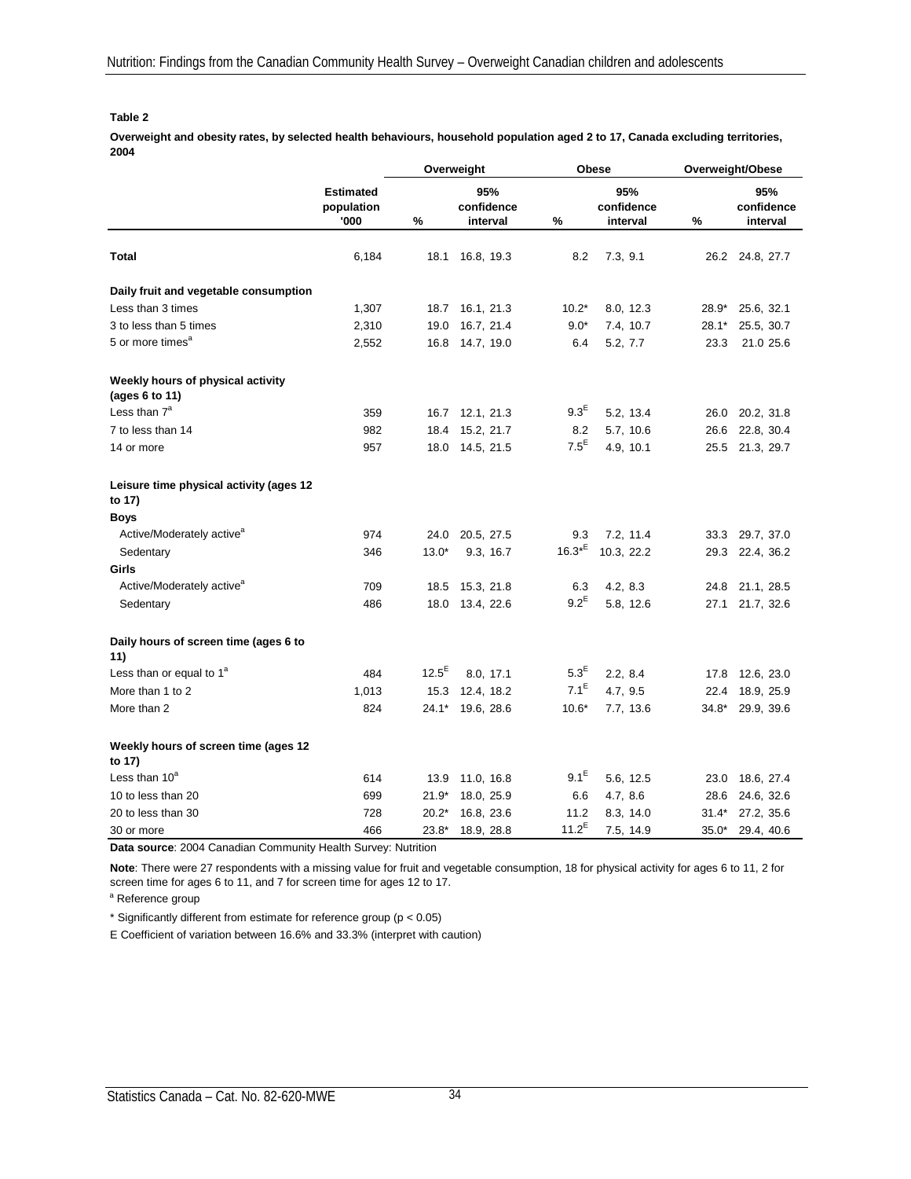**Table 2**

**Overweight and obesity rates, by selected health behaviours, household population aged 2 to 17, Canada excluding territories, 2004**

| | Estimated population | Overweight | | Obese | | Overweight/Obese | |
|---|---|---|---|---|---|---|---|
| | '000 | % | 95% confidence interval | % | 95% confidence interval | % | 95% confidence interval |
| **Total** | 6,184 | 18.1 | 16.8, 19.3 | 8.2 | 7.3, 9.1 | 26.2 | 24.8, 27.7 |
| **Daily fruit and vegetable consumption** | | | | | | | |
| Less than 3 times | 1,307 | 18.7 | 16.1, 21.3 | 10.2* | 8.0, 12.3 | 28.9* | 25.6, 32.1 |
| 3 to less than 5 times | 2,310 | 19.0 | 16.7, 21.4 | 9.0* | 7.4, 10.7 | 28.1* | 25.5, 30.7 |
| 5 or more times[a] | 2,552 | 16.8 | 14.7, 19.0 | 6.4 | 5.2, 7.7 | 23.3 | 21.0 25.6 |
| **Weekly hours of physical activity (ages 6 to 11)** | | | | | | | |
| Less than 7[a] | 359 | 16.7 | 12.1, 21.3 | 9.3[E] | 5.2, 13.4 | 26.0 | 20.2, 31.8 |
| 7 to less than 14 | 982 | 18.4 | 15.2, 21.7 | 8.2 | 5.7, 10.6 | 26.6 | 22.8, 30.4 |
| 14 or more | 957 | 18.0 | 14.5, 21.5 | 7.5[E] | 4.9, 10.1 | 25.5 | 21.3, 29.7 |
| **Leisure time physical activity (ages 12 to 17)** | | | | | | | |
| **Boys** | | | | | | | |
| Active/Moderately active[a] | 974 | 24.0 | 20.5, 27.5 | 9.3 | 7.2, 11.4 | 33.3 | 29.7, 37.0 |
| Sedentary | 346 | 13.0* | 9.3, 16.7 | 16.3*[E] | 10.3, 22.2 | 29.3 | 22.4, 36.2 |
| **Girls** | | | | | | | |
| Active/Moderately active[a] | 709 | 18.5 | 15.3, 21.8 | 6.3 | 4.2, 8.3 | 24.8 | 21.1, 28.5 |
| Sedentary | 486 | 18.0 | 13.4, 22.6 | 9.2[E] | 5.8, 12.6 | 27.1 | 21.7, 32.6 |
| **Daily hours of screen time (ages 6 to 11)** | | | | | | | |
| Less than or equal to 1[a] | 484 | 12.5[E] | 8.0, 17.1 | 5.3[E] | 2.2, 8.4 | 17.8 | 12.6, 23.0 |
| More than 1 to 2 | 1,013 | 15.3 | 12.4, 18.2 | 7.1[E] | 4.7, 9.5 | 22.4 | 18.9, 25.9 |
| More than 2 | 824 | 24.1* | 19.6, 28.6 | 10.6* | 7.7, 13.6 | 34.8* | 29.9, 39.6 |
| **Weekly hours of screen time (ages 12 to 17)** | | | | | | | |
| Less than 10[a] | 614 | 13.9 | 11.0, 16.8 | 9.1[E] | 5.6, 12.5 | 23.0 | 18.6, 27.4 |
| 10 to less than 20 | 699 | 21.9* | 18.0, 25.9 | 6.6 | 4.7, 8.6 | 28.6 | 24.6, 32.6 |
| 20 to less than 30 | 728 | 20.2* | 16.8, 23.6 | 11.2 | 8.3, 14.0 | 31.4* | 27.2, 35.6 |
| 30 or more | 466 | 23.8* | 18.9, 28.8 | 11.2[E] | 7.5, 14.9 | 35.0* | 29.4, 40.6 |

**Data source**: 2004 Canadian Community Health Survey: Nutrition

**Note**: There were 27 respondents with a missing value for fruit and vegetable consumption, 18 for physical activity for ages 6 to 11, 2 for screen time for ages 6 to 11, and 7 for screen time for ages 12 to 17.

[a] Reference group

* Significantly different from estimate for reference group ($p < 0.05$)

E Coefficient of variation between 16.6% and 33.3% (interpret with caution)